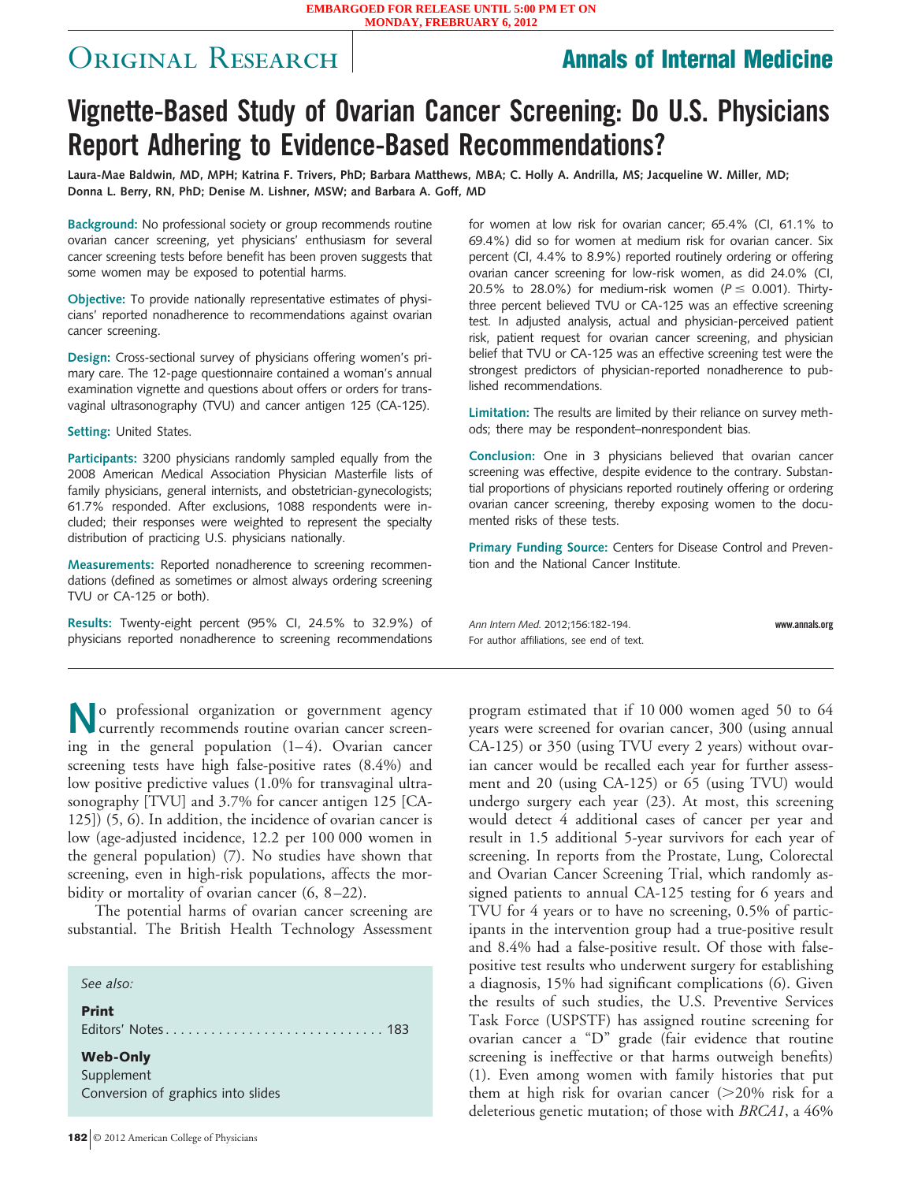EMBARGOED FOR RELEASE UNTIL 5:00 PM ET ON MONDAY, FRERUARY 6, 2012

Original Research | Annals of Internal Medicine

# Vignette-Based Study of Ovarian Cancer Screening: Do U.S. Physicians Report Adhering to Evidence-Based Recommendations?

**Laura-Mae Baldwin, MD, MPH; Katrina F. Trivers, PhD; Barbara Matthews, MBA; C. Holly A. Andrilla, MS; Jacqueline W. Miller, MD; Donna L. Berry, RN, PhD; Denise M. Lishner, MSW; and Barbara A. Goff, MD**

**Background:** No professional society or group recommends routine ovarian cancer screening, yet physicians' enthusiasm for several cancer screening tests before benefit has been proven suggests that some women may be exposed to potential harms.

**Objective:** To provide nationally representative estimates of physicians' reported nonadherence to recommendations against ovarian cancer screening.

**Design:** Cross-sectional survey of physicians offering women's primary care. The 12-page questionnaire contained a woman's annual examination vignette and questions about offers or orders for transvaginal ultrasonography (TVU) and cancer antigen 125 (CA-125).

**Setting:** United States.

**Participants:** 3200 physicians randomly sampled equally from the 2008 American Medical Association Physician Masterfile lists of family physicians, general internists, and obstetrician-gynecologists; 61.7% responded. After exclusions, 1088 respondents were included; their responses were weighted to represent the specialty distribution of practicing U.S. physicians nationally.

**Measurements:** Reported nonadherence to screening recommendations (defined as sometimes or almost always ordering screening TVU or CA-125 or both).

**Results:** Twenty-eight percent (95% CI, 24.5% to 32.9%) of physicians reported nonadherence to screening recommendations for women at low risk for ovarian cancer; 65.4% (CI, 61.1% to 69.4%) did so for women at medium risk for ovarian cancer. Six percent (CI, 4.4% to 8.9%) reported routinely ordering or offering ovarian cancer screening for low-risk women, as did 24.0% (CI, 20.5% to 28.0%) for medium-risk women ($P \leq 0.001$). Thirty-three percent believed TVU or CA-125 was an effective screening test. In adjusted analysis, actual and physician-perceived patient risk, patient request for ovarian cancer screening, and physician belief that TVU or CA-125 was an effective screening test were the strongest predictors of physician-reported nonadherence to published recommendations.

**Limitation:** The results are limited by their reliance on survey methods; there may be respondent–nonrespondent bias.

**Conclusion:** One in 3 physicians believed that ovarian cancer screening was effective, despite evidence to the contrary. Substantial proportions of physicians reported routinely offering or ordering ovarian cancer screening, thereby exposing women to the documented risks of these tests.

**Primary Funding Source:** Centers for Disease Control and Prevention and the National Cancer Institute.

*Ann Intern Med.* 2012;156:182-194. www.annals.org
For author affiliations, see end of text.

No professional organization or government agency currently recommends routine ovarian cancer screening in the general population (1–4). Ovarian cancer screening tests have high false-positive rates (8.4%) and low positive predictive values (1.0% for transvaginal ultrasonography [TVU] and 3.7% for cancer antigen 125 [CA-125]) (5, 6). In addition, the incidence of ovarian cancer is low (age-adjusted incidence, 12.2 per 100 000 women in the general population) (7). No studies have shown that screening, even in high-risk populations, affects the morbidity or mortality of ovarian cancer (6, 8–22).

The potential harms of ovarian cancer screening are substantial. The British Health Technology Assessment program estimated that if 10 000 women aged 50 to 64 years were screened for ovarian cancer, 300 (using annual CA-125) or 350 (using TVU every 2 years) without ovarian cancer would be recalled each year for further assessment and 20 (using CA-125) or 65 (using TVU) would undergo surgery each year (23). At most, this screening would detect 4 additional cases of cancer per year and result in 1.5 additional 5-year survivors for each year of screening. In reports from the Prostate, Lung, Colorectal and Ovarian Cancer Screening Trial, which randomly assigned patients to annual CA-125 testing for 6 years and TVU for 4 years or to have no screening, 0.5% of participants in the intervention group had a true-positive result and 8.4% had a false-positive result. Of those with false-positive test results who underwent surgery for establishing a diagnosis, 15% had significant complications (6). Given the results of such studies, the U.S. Preventive Services Task Force (USPSTF) has assigned routine screening for ovarian cancer a "D" grade (fair evidence that routine screening is ineffective or that harms outweigh benefits) (1). Even among women with family histories that put them at high risk for ovarian cancer (>20% risk for a deleterious genetic mutation; of those with *BRCA1*, a 46%

*See also:*

**Print**
Editors' Notes . . . . . . . . . . . . . . . . . . . . . . . . . . . . 183

**Web-Only**
Supplement
Conversion of graphics into slides

© 2012 American College of Physicians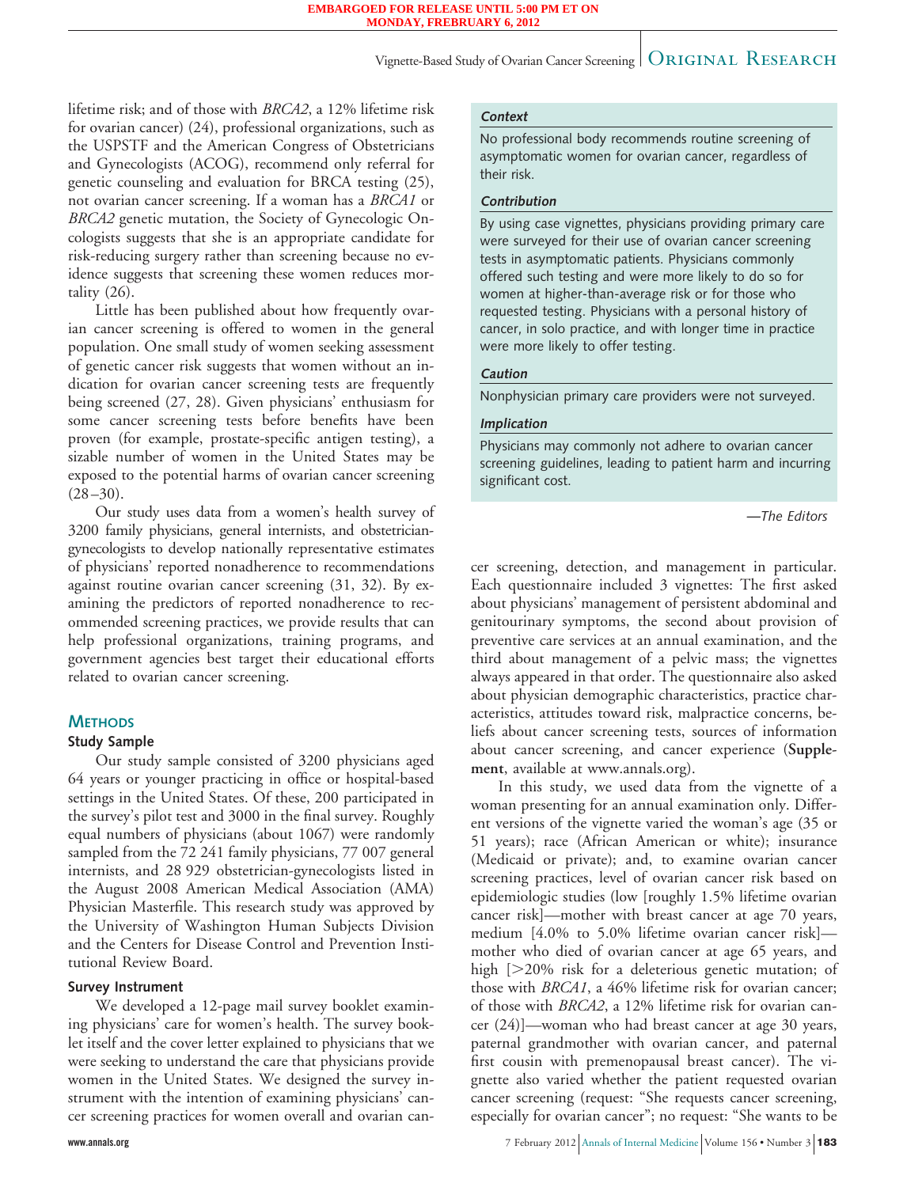lifetime risk; and of those with *BRCA2*, a 12% lifetime risk for ovarian cancer) (24), professional organizations, such as the USPSTF and the American Congress of Obstetricians and Gynecologists (ACOG), recommend only referral for genetic counseling and evaluation for BRCA testing (25), not ovarian cancer screening. If a woman has a *BRCA1* or *BRCA2* genetic mutation, the Society of Gynecologic Oncologists suggests that she is an appropriate candidate for risk-reducing surgery rather than screening because no evidence suggests that screening these women reduces mortality (26).

Little has been published about how frequently ovarian cancer screening is offered to women in the general population. One small study of women seeking assessment of genetic cancer risk suggests that women without an indication for ovarian cancer screening tests are frequently being screened (27, 28). Given physicians' enthusiasm for some cancer screening tests before benefits have been proven (for example, prostate-specific antigen testing), a sizable number of women in the United States may be exposed to the potential harms of ovarian cancer screening (28–30).

Our study uses data from a women's health survey of 3200 family physicians, general internists, and obstetrician-gynecologists to develop nationally representative estimates of physicians' reported nonadherence to recommendations against routine ovarian cancer screening (31, 32). By examining the predictors of reported nonadherence to recommended screening practices, we provide results that can help professional organizations, training programs, and government agencies best target their educational efforts related to ovarian cancer screening.

> **Context**
>
> No professional body recommends routine screening of asymptomatic women for ovarian cancer, regardless of their risk.
>
> **Contribution**
>
> By using case vignettes, physicians providing primary care were surveyed for their use of ovarian cancer screening tests in asymptomatic patients. Physicians commonly offered such testing and were more likely to do so for women at higher-than-average risk or for those who requested testing. Physicians with a personal history of cancer, in solo practice, and with longer time in practice were more likely to offer testing.
>
> **Caution**
>
> Nonphysician primary care providers were not surveyed.
>
> **Implication**
>
> Physicians may commonly not adhere to ovarian cancer screening guidelines, leading to patient harm and incurring significant cost.
>
> —*The Editors*

## Methods

### Study Sample

Our study sample consisted of 3200 physicians aged 64 years or younger practicing in office or hospital-based settings in the United States. Of these, 200 participated in the survey's pilot test and 3000 in the final survey. Roughly equal numbers of physicians (about 1067) were randomly sampled from the 72 241 family physicians, 77 007 general internists, and 28 929 obstetrician-gynecologists listed in the August 2008 American Medical Association (AMA) Physician Masterfile. This research study was approved by the University of Washington Human Subjects Division and the Centers for Disease Control and Prevention Institutional Review Board.

### Survey Instrument

We developed a 12-page mail survey booklet examining physicians' care for women's health. The survey booklet itself and the cover letter explained to physicians that we were seeking to understand the care that physicians provide women in the United States. We designed the survey instrument with the intention of examining physicians' cancer screening practices for women overall and ovarian cancer screening, detection, and management in particular. Each questionnaire included 3 vignettes: The first asked about physicians' management of persistent abdominal and genitourinary symptoms, the second about provision of preventive care services at an annual examination, and the third about management of a pelvic mass; the vignettes always appeared in that order. The questionnaire also asked about physician demographic characteristics, practice characteristics, attitudes toward risk, malpractice concerns, beliefs about cancer screening tests, sources of information about cancer screening, and cancer experience (**Supplement**, available at www.annals.org).

In this study, we used data from the vignette of a woman presenting for an annual examination only. Different versions of the vignette varied the woman's age (35 or 51 years); race (African American or white); insurance (Medicaid or private); and, to examine ovarian cancer screening practices, level of ovarian cancer risk based on epidemiologic studies (low [roughly 1.5% lifetime ovarian cancer risk]—mother with breast cancer at age 70 years, medium [4.0% to 5.0% lifetime ovarian cancer risk]—mother who died of ovarian cancer at age 65 years, and high [>20% risk for a deleterious genetic mutation; of those with *BRCA1*, a 46% lifetime risk for ovarian cancer; of those with *BRCA2*, a 12% lifetime risk for ovarian cancer (24)]—woman who had breast cancer at age 30 years, paternal grandmother with ovarian cancer, and paternal first cousin with premenopausal breast cancer). The vignette also varied whether the patient requested ovarian cancer screening (request: "She requests cancer screening, especially for ovarian cancer"; no request: "She wants to be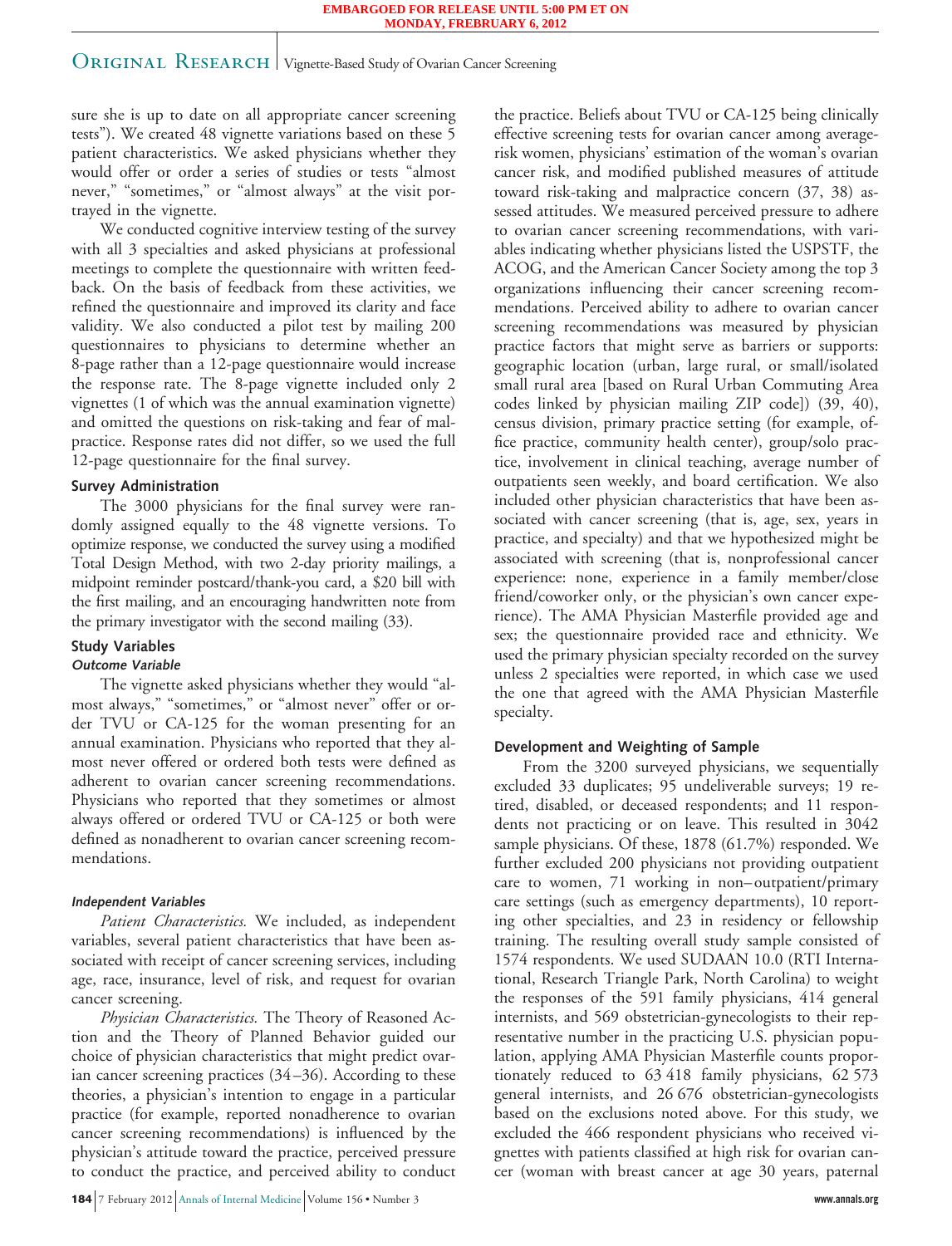sure she is up to date on all appropriate cancer screening tests"). We created 48 vignette variations based on these 5 patient characteristics. We asked physicians whether they would offer or order a series of studies or tests "almost never," "sometimes," or "almost always" at the visit portrayed in the vignette.

We conducted cognitive interview testing of the survey with all 3 specialties and asked physicians at professional meetings to complete the questionnaire with written feedback. On the basis of feedback from these activities, we refined the questionnaire and improved its clarity and face validity. We also conducted a pilot test by mailing 200 questionnaires to physicians to determine whether an 8-page rather than a 12-page questionnaire would increase the response rate. The 8-page vignette included only 2 vignettes (1 of which was the annual examination vignette) and omitted the questions on risk-taking and fear of malpractice. Response rates did not differ, so we used the full 12-page questionnaire for the final survey.

### Survey Administration

The 3000 physicians for the final survey were randomly assigned equally to the 48 vignette versions. To optimize response, we conducted the survey using a modified Total Design Method, with two 2-day priority mailings, a midpoint reminder postcard/thank-you card, a $20 bill with the first mailing, and an encouraging handwritten note from the primary investigator with the second mailing (33).

### Study Variables

#### *Outcome Variable*

The vignette asked physicians whether they would "almost always," "sometimes," or "almost never" offer or order TVU or CA-125 for the woman presenting for an annual examination. Physicians who reported that they almost never offered or ordered both tests were defined as adherent to ovarian cancer screening recommendations. Physicians who reported that they sometimes or almost always offered or ordered TVU or CA-125 or both were defined as nonadherent to ovarian cancer screening recommendations.

#### *Independent Variables*

*Patient Characteristics.* We included, as independent variables, several patient characteristics that have been associated with receipt of cancer screening services, including age, race, insurance, level of risk, and request for ovarian cancer screening.

*Physician Characteristics.* The Theory of Reasoned Action and the Theory of Planned Behavior guided our choice of physician characteristics that might predict ovarian cancer screening practices (34–36). According to these theories, a physician's intention to engage in a particular practice (for example, reported nonadherence to ovarian cancer screening recommendations) is influenced by the physician's attitude toward the practice, perceived pressure to conduct the practice, and perceived ability to conduct the practice. Beliefs about TVU or CA-125 being clinically effective screening tests for ovarian cancer among average-risk women, physicians' estimation of the woman's ovarian cancer risk, and modified published measures of attitude toward risk-taking and malpractice concern (37, 38) assessed attitudes. We measured perceived pressure to adhere to ovarian cancer screening recommendations, with variables indicating whether physicians listed the USPSTF, the ACOG, and the American Cancer Society among the top 3 organizations influencing their cancer screening recommendations. Perceived ability to adhere to ovarian cancer screening recommendations was measured by physician practice factors that might serve as barriers or supports: geographic location (urban, large rural, or small/isolated small rural area [based on Rural Urban Commuting Area codes linked by physician mailing ZIP code]) (39, 40), census division, primary practice setting (for example, office practice, community health center), group/solo practice, involvement in clinical teaching, average number of outpatients seen weekly, and board certification. We also included other physician characteristics that have been associated with cancer screening (that is, age, sex, years in practice, and specialty) and that we hypothesized might be associated with screening (that is, nonprofessional cancer experience: none, experience in a family member/close friend/coworker only, or the physician's own cancer experience). The AMA Physician Masterfile provided age and sex; the questionnaire provided race and ethnicity. We used the primary physician specialty recorded on the survey unless 2 specialties were reported, in which case we used the one that agreed with the AMA Physician Masterfile specialty.

### Development and Weighting of Sample

From the 3200 surveyed physicians, we sequentially excluded 33 duplicates; 95 undeliverable surveys; 19 retired, disabled, or deceased respondents; and 11 respondents not practicing or on leave. This resulted in 3042 sample physicians. Of these, 1878 (61.7%) responded. We further excluded 200 physicians not providing outpatient care to women, 71 working in non–outpatient/primary care settings (such as emergency departments), 10 reporting other specialties, and 23 in residency or fellowship training. The resulting overall study sample consisted of 1574 respondents. We used SUDAAN 10.0 (RTI International, Research Triangle Park, North Carolina) to weight the responses of the 591 family physicians, 414 general internists, and 569 obstetrician-gynecologists to their representative number in the practicing U.S. physician population, applying AMA Physician Masterfile counts proportionately reduced to 63 418 family physicians, 62 573 general internists, and 26 676 obstetrician-gynecologists based on the exclusions noted above. For this study, we excluded the 466 respondent physicians who received vignettes with patients classified at high risk for ovarian cancer (woman with breast cancer at age 30 years, paternal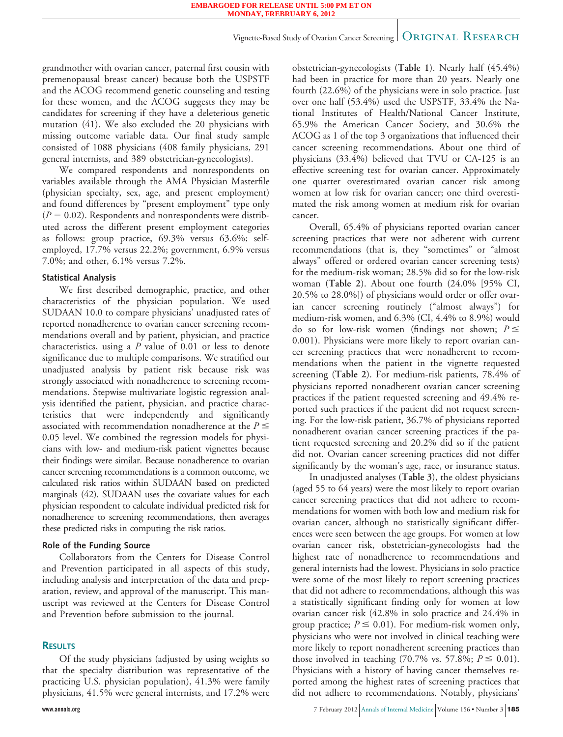grandmother with ovarian cancer, paternal first cousin with premenopausal breast cancer) because both the USPSTF and the ACOG recommend genetic counseling and testing for these women, and the ACOG suggests they may be candidates for screening if they have a deleterious genetic mutation (41). We also excluded the 20 physicians with missing outcome variable data. Our final study sample consisted of 1088 physicians (408 family physicians, 291 general internists, and 389 obstetrician-gynecologists).

We compared respondents and nonrespondents on variables available through the AMA Physician Masterfile (physician specialty, sex, age, and present employment) and found differences by "present employment" type only ($P = 0.02$). Respondents and nonrespondents were distributed across the different present employment categories as follows: group practice, 69.3% versus 63.6%; self-employed, 17.7% versus 22.2%; government, 6.9% versus 7.0%; and other, 6.1% versus 7.2%.

### Statistical Analysis

We first described demographic, practice, and other characteristics of the physician population. We used SUDAAN 10.0 to compare physicians' unadjusted rates of reported nonadherence to ovarian cancer screening recommendations overall and by patient, physician, and practice characteristics, using a $P$ value of 0.01 or less to denote significance due to multiple comparisons. We stratified our unadjusted analysis by patient risk because risk was strongly associated with nonadherence to screening recommendations. Stepwise multivariate logistic regression analysis identified the patient, physician, and practice characteristics that were independently and significantly associated with recommendation nonadherence at the $P \leq 0.05$ level. We combined the regression models for physicians with low- and medium-risk patient vignettes because their findings were similar. Because nonadherence to ovarian cancer screening recommendations is a common outcome, we calculated risk ratios within SUDAAN based on predicted marginals (42). SUDAAN uses the covariate values for each physician respondent to calculate individual predicted risk for nonadherence to screening recommendations, then averages these predicted risks in computing the risk ratios.

### Role of the Funding Source

Collaborators from the Centers for Disease Control and Prevention participated in all aspects of this study, including analysis and interpretation of the data and preparation, review, and approval of the manuscript. This manuscript was reviewed at the Centers for Disease Control and Prevention before submission to the journal.

## RESULTS

Of the study physicians (adjusted by using weights so that the specialty distribution was representative of the practicing U.S. physician population), 41.3% were family physicians, 41.5% were general internists, and 17.2% were obstetrician-gynecologists (**Table 1**). Nearly half (45.4%) had been in practice for more than 20 years. Nearly one fourth (22.6%) of the physicians were in solo practice. Just over one half (53.4%) used the USPSTF, 33.4% the National Institutes of Health/National Cancer Institute, 65.9% the American Cancer Society, and 30.6% the ACOG as 1 of the top 3 organizations that influenced their cancer screening recommendations. About one third of physicians (33.4%) believed that TVU or CA-125 is an effective screening test for ovarian cancer. Approximately one quarter overestimated ovarian cancer risk among women at low risk for ovarian cancer; one third overestimated the risk among women at medium risk for ovarian cancer.

Overall, 65.4% of physicians reported ovarian cancer screening practices that were not adherent with current recommendations (that is, they "sometimes" or "almost always" offered or ordered ovarian cancer screening tests) for the medium-risk woman; 28.5% did so for the low-risk woman (**Table 2**). About one fourth (24.0% [95% CI, 20.5% to 28.0%]) of physicians would order or offer ovarian cancer screening routinely ("almost always") for medium-risk women, and 6.3% (CI, 4.4% to 8.9%) would do so for low-risk women (findings not shown; $P \leq 0.001$). Physicians were more likely to report ovarian cancer screening practices that were nonadherent to recommendations when the patient in the vignette requested screening (**Table 2**). For medium-risk patients, 78.4% of physicians reported nonadherent ovarian cancer screening practices if the patient requested screening and 49.4% reported such practices if the patient did not request screening. For the low-risk patient, 36.7% of physicians reported nonadherent ovarian cancer screening practices if the patient requested screening and 20.2% did so if the patient did not. Ovarian cancer screening practices did not differ significantly by the woman's age, race, or insurance status.

In unadjusted analyses (**Table 3**), the oldest physicians (aged 55 to 64 years) were the most likely to report ovarian cancer screening practices that did not adhere to recommendations for women with both low and medium risk for ovarian cancer, although no statistically significant differences were seen between the age groups. For women at low ovarian cancer risk, obstetrician-gynecologists had the highest rate of nonadherence to recommendations and general internists had the lowest. Physicians in solo practice were some of the most likely to report screening practices that did not adhere to recommendations, although this was a statistically significant finding only for women at low ovarian cancer risk (42.8% in solo practice and 24.4% in group practice; $P \leq 0.01$). For medium-risk women only, physicians who were not involved in clinical teaching were more likely to report nonadherent screening practices than those involved in teaching (70.7% vs. 57.8%; $P \leq 0.01$). Physicians with a history of having cancer themselves reported among the highest rates of screening practices that did not adhere to recommendations. Notably, physicians'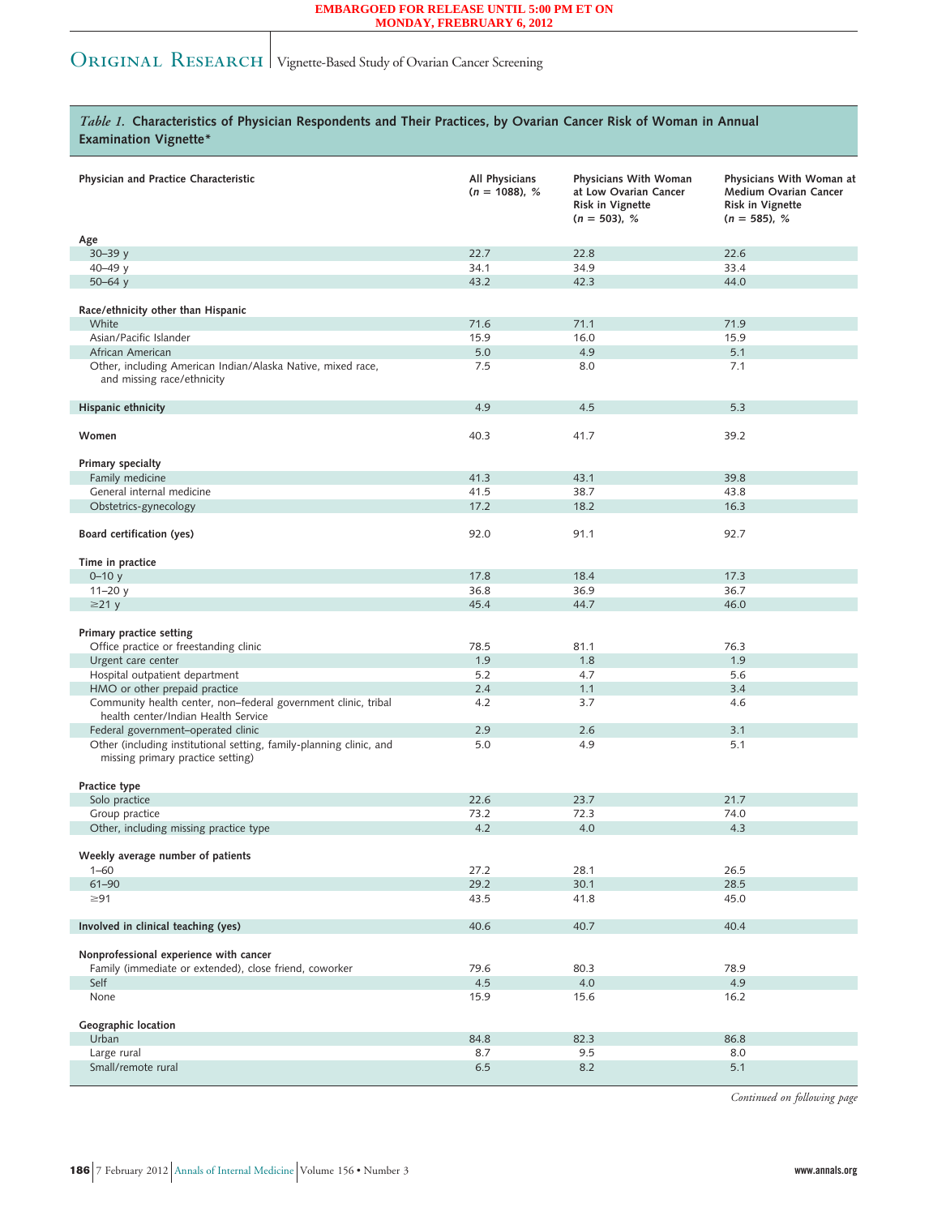*Table 1.* **Characteristics of Physician Respondents and Their Practices, by Ovarian Cancer Risk of Woman in Annual Examination Vignette***

| Physician and Practice Characteristic | All Physicians (*n* = 1088), % | Physicians With Woman at Low Ovarian Cancer Risk in Vignette (*n* = 503), % | Physicians With Woman at Medium Ovarian Cancer Risk in Vignette (*n* = 585), % |
|---|---|---|---|
| **Age** | | | |
| 30–39 y | 22.7 | 22.8 | 22.6 |
| 40–49 y | 34.1 | 34.9 | 33.4 |
| 50–64 y | 43.2 | 42.3 | 44.0 |
| **Race/ethnicity other than Hispanic** | | | |
| White | 71.6 | 71.1 | 71.9 |
| Asian/Pacific Islander | 15.9 | 16.0 | 15.9 |
| African American | 5.0 | 4.9 | 5.1 |
| Other, including American Indian/Alaska Native, mixed race, and missing race/ethnicity | 7.5 | 8.0 | 7.1 |
| **Hispanic ethnicity** | 4.9 | 4.5 | 5.3 |
| **Women** | 40.3 | 41.7 | 39.2 |
| **Primary specialty** | | | |
| Family medicine | 41.3 | 43.1 | 39.8 |
| General internal medicine | 41.5 | 38.7 | 43.8 |
| Obstetrics-gynecology | 17.2 | 18.2 | 16.3 |
| **Board certification (yes)** | 92.0 | 91.1 | 92.7 |
| **Time in practice** | | | |
| 0–10 y | 17.8 | 18.4 | 17.3 |
| 11–20 y | 36.8 | 36.9 | 36.7 |
| ≥21 y | 45.4 | 44.7 | 46.0 |
| **Primary practice setting** | | | |
| Office practice or freestanding clinic | 78.5 | 81.1 | 76.3 |
| Urgent care center | 1.9 | 1.8 | 1.9 |
| Hospital outpatient department | 5.2 | 4.7 | 5.6 |
| HMO or other prepaid practice | 2.4 | 1.1 | 3.4 |
| Community health center, non–federal government clinic, tribal health center/Indian Health Service | 4.2 | 3.7 | 4.6 |
| Federal government–operated clinic | 2.9 | 2.6 | 3.1 |
| Other (including institutional setting, family-planning clinic, and missing primary practice setting) | 5.0 | 4.9 | 5.1 |
| **Practice type** | | | |
| Solo practice | 22.6 | 23.7 | 21.7 |
| Group practice | 73.2 | 72.3 | 74.0 |
| Other, including missing practice type | 4.2 | 4.0 | 4.3 |
| **Weekly average number of patients** | | | |
| 1–60 | 27.2 | 28.1 | 26.5 |
| 61–90 | 29.2 | 30.1 | 28.5 |
| ≥91 | 43.5 | 41.8 | 45.0 |
| **Involved in clinical teaching (yes)** | 40.6 | 40.7 | 40.4 |
| **Nonprofessional experience with cancer** | | | |
| Family (immediate or extended), close friend, coworker | 79.6 | 80.3 | 78.9 |
| Self | 4.5 | 4.0 | 4.9 |
| None | 15.9 | 15.6 | 16.2 |
| **Geographic location** | | | |
| Urban | 84.8 | 82.3 | 86.8 |
| Large rural | 8.7 | 9.5 | 8.0 |
| Small/remote rural | 6.5 | 8.2 | 5.1 |

*Continued on following page*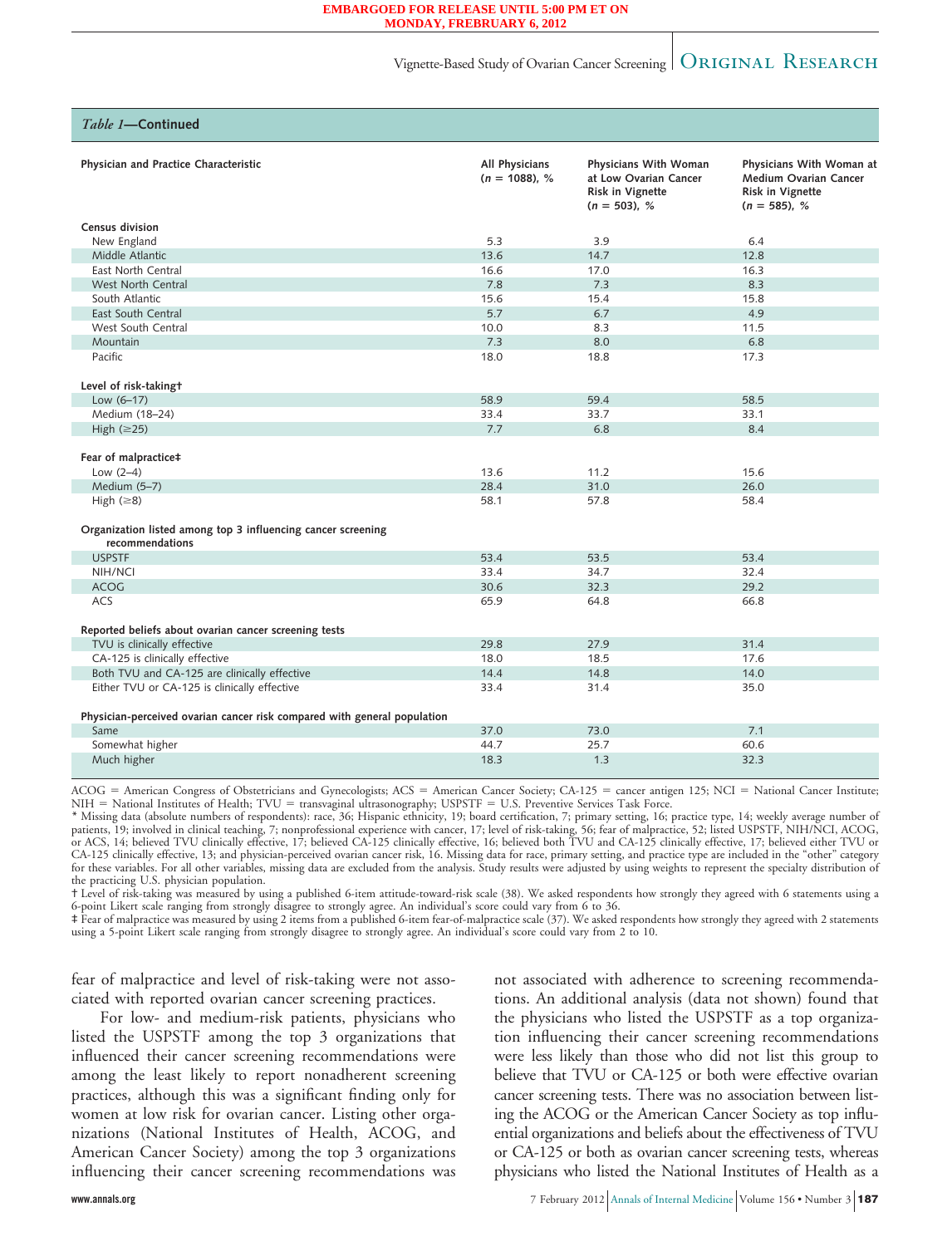*Table 1*—**Continued**

| Physician and Practice Characteristic | All Physicians (n = 1088), % | Physicians With Woman at Low Ovarian Cancer Risk in Vignette (n = 503), % | Physicians With Woman at Medium Ovarian Cancer Risk in Vignette (n = 585), % |
|---|---|---|---|
| **Census division** | | | |
| New England | 5.3 | 3.9 | 6.4 |
| Middle Atlantic | 13.6 | 14.7 | 12.8 |
| East North Central | 16.6 | 17.0 | 16.3 |
| West North Central | 7.8 | 7.3 | 8.3 |
| South Atlantic | 15.6 | 15.4 | 15.8 |
| East South Central | 5.7 | 6.7 | 4.9 |
| West South Central | 10.0 | 8.3 | 11.5 |
| Mountain | 7.3 | 8.0 | 6.8 |
| Pacific | 18.0 | 18.8 | 17.3 |
| **Level of risk-taking†** | | | |
| Low (6–17) | 58.9 | 59.4 | 58.5 |
| Medium (18–24) | 33.4 | 33.7 | 33.1 |
| High (≥25) | 7.7 | 6.8 | 8.4 |
| **Fear of malpractice‡** | | | |
| Low (2–4) | 13.6 | 11.2 | 15.6 |
| Medium (5–7) | 28.4 | 31.0 | 26.0 |
| High (≥8) | 58.1 | 57.8 | 58.4 |
| **Organization listed among top 3 influencing cancer screening recommendations** | | | |
| USPSTF | 53.4 | 53.5 | 53.4 |
| NIH/NCI | 33.4 | 34.7 | 32.4 |
| ACOG | 30.6 | 32.3 | 29.2 |
| ACS | 65.9 | 64.8 | 66.8 |
| **Reported beliefs about ovarian cancer screening tests** | | | |
| TVU is clinically effective | 29.8 | 27.9 | 31.4 |
| CA-125 is clinically effective | 18.0 | 18.5 | 17.6 |
| Both TVU and CA-125 are clinically effective | 14.4 | 14.8 | 14.0 |
| Either TVU or CA-125 is clinically effective | 33.4 | 31.4 | 35.0 |
| **Physician-perceived ovarian cancer risk compared with general population** | | | |
| Same | 37.0 | 73.0 | 7.1 |
| Somewhat higher | 44.7 | 25.7 | 60.6 |
| Much higher | 18.3 | 1.3 | 32.3 |

ACOG = American Congress of Obstetricians and Gynecologists; ACS = American Cancer Society; CA-125 = cancer antigen 125; NCI = National Cancer Institute; NIH = National Institutes of Health; TVU = transvaginal ultrasonography; USPSTF = U.S. Preventive Services Task Force.

\* Missing data (absolute numbers of respondents): race, 36; Hispanic ethnicity, 19; board certification, 7; primary setting, 16; practice type, 14; weekly average number of patients, 19; involved in clinical teaching, 7; nonprofessional experience with cancer, 17; level of risk-taking, 56; fear of malpractice, 52; listed USPSTF, NIH/NCI, ACOG, or ACS, 14; believed TVU clinically effective, 17; believed CA-125 clinically effective, 16; believed both TVU and CA-125 clinically effective, 17; believed either TVU or CA-125 clinically effective, 13; and physician-perceived ovarian cancer risk, 16. Missing data for race, primary setting, and practice type are included in the "other" category for these variables. For all other variables, missing data are excluded from the analysis. Study results were adjusted by using weights to represent the specialty distribution of the practicing U.S. physician population.

† Level of risk-taking was measured by using a published 6-item attitude-toward-risk scale (38). We asked respondents how strongly they agreed with 6 statements using a 6-point Likert scale ranging from strongly disagree to strongly agree. An individual's score could vary from 6 to 36.

‡ Fear of malpractice was measured by using 2 items from a published 6-item fear-of-malpractice scale (37). We asked respondents how strongly they agreed with 2 statements using a 5-point Likert scale ranging from strongly disagree to strongly agree. An individual's score could vary from 2 to 10.

fear of malpractice and level of risk-taking were not associated with reported ovarian cancer screening practices.

For low- and medium-risk patients, physicians who listed the USPSTF among the top 3 organizations that influenced their cancer screening recommendations were among the least likely to report nonadherent screening practices, although this was a significant finding only for women at low risk for ovarian cancer. Listing other organizations (National Institutes of Health, ACOG, and American Cancer Society) among the top 3 organizations influencing their cancer screening recommendations was not associated with adherence to screening recommendations. An additional analysis (data not shown) found that the physicians who listed the USPSTF as a top organization influencing their cancer screening recommendations were less likely than those who did not list this group to believe that TVU or CA-125 or both were effective ovarian cancer screening tests. There was no association between listing the ACOG or the American Cancer Society as top influential organizations and beliefs about the effectiveness of TVU or CA-125 or both as ovarian cancer screening tests, whereas physicians who listed the National Institutes of Health as a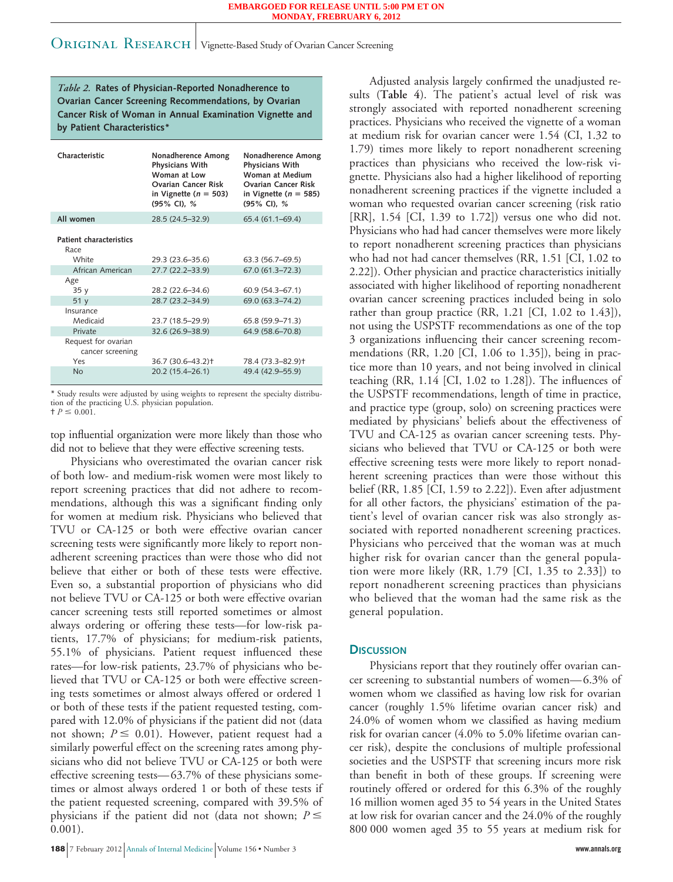*Table 2.* **Rates of Physician-Reported Nonadherence to Ovarian Cancer Screening Recommendations, by Ovarian Cancer Risk of Woman in Annual Examination Vignette and by Patient Characteristics***

| Characteristic | Nonadherence Among Physicians With Woman at Low Ovarian Cancer Risk in Vignette ($n$ = 503) (95% CI), % | Nonadherence Among Physicians With Woman at Medium Ovarian Cancer Risk in Vignette ($n$ = 585) (95% CI), % |
|---|---|---|
| All women | 28.5 (24.5–32.9) | 65.4 (61.1–69.4) |
| **Patient characteristics** | | |
| Race | | |
| White | 29.3 (23.6–35.6) | 63.3 (56.7–69.5) |
| African American | 27.7 (22.2–33.9) | 67.0 (61.3–72.3) |
| Age | | |
| 35 y | 28.2 (22.6–34.6) | 60.9 (54.3–67.1) |
| 51 y | 28.7 (23.2–34.9) | 69.0 (63.3–74.2) |
| Insurance | | |
| Medicaid | 23.7 (18.5–29.9) | 65.8 (59.9–71.3) |
| Private | 32.6 (26.9–38.9) | 64.9 (58.6–70.8) |
| Request for ovarian cancer screening | | |
| Yes | 36.7 (30.6–43.2)† | 78.4 (73.3–82.9)† |
| No | 20.2 (15.4–26.1) | 49.4 (42.9–55.9) |

\* Study results were adjusted by using weights to represent the specialty distribution of the practicing U.S. physician population.
† $P \leq 0.001$.

top influential organization were more likely than those who did not to believe that they were effective screening tests.

Physicians who overestimated the ovarian cancer risk of both low- and medium-risk women were most likely to report screening practices that did not adhere to recommendations, although this was a significant finding only for women at medium risk. Physicians who believed that TVU or CA-125 or both were effective ovarian cancer screening tests were significantly more likely to report nonadherent screening practices than were those who did not believe that either or both of these tests were effective. Even so, a substantial proportion of physicians who did not believe TVU or CA-125 or both were effective ovarian cancer screening tests still reported sometimes or almost always ordering or offering these tests—for low-risk patients, 17.7% of physicians; for medium-risk patients, 55.1% of physicians. Patient request influenced these rates—for low-risk patients, 23.7% of physicians who believed that TVU or CA-125 or both were effective screening tests sometimes or almost always offered or ordered 1 or both of these tests if the patient requested testing, compared with 12.0% of physicians if the patient did not (data not shown; $P \leq 0.01$). However, patient request had a similarly powerful effect on the screening rates among physicians who did not believe TVU or CA-125 or both were effective screening tests—63.7% of these physicians sometimes or almost always ordered 1 or both of these tests if the patient requested screening, compared with 39.5% of physicians if the patient did not (data not shown; $P \leq 0.001$).

Adjusted analysis largely confirmed the unadjusted results (**Table 4**). The patient's actual level of risk was strongly associated with reported nonadherent screening practices. Physicians who received the vignette of a woman at medium risk for ovarian cancer were 1.54 (CI, 1.32 to 1.79) times more likely to report nonadherent screening practices than physicians who received the low-risk vignette. Physicians also had a higher likelihood of reporting nonadherent screening practices if the vignette included a woman who requested ovarian cancer screening (risk ratio [RR], 1.54 [CI, 1.39 to 1.72]) versus one who did not. Physicians who had had cancer themselves were more likely to report nonadherent screening practices than physicians who had not had cancer themselves (RR, 1.51 [CI, 1.02 to 2.22]). Other physician and practice characteristics initially associated with higher likelihood of reporting nonadherent ovarian cancer screening practices included being in solo rather than group practice (RR, 1.21 [CI, 1.02 to 1.43]), not using the USPSTF recommendations as one of the top 3 organizations influencing their cancer screening recommendations (RR, 1.20 [CI, 1.06 to 1.35]), being in practice more than 10 years, and not being involved in clinical teaching (RR, 1.14 [CI, 1.02 to 1.28]). The influences of the USPSTF recommendations, length of time in practice, and practice type (group, solo) on screening practices were mediated by physicians' beliefs about the effectiveness of TVU and CA-125 as ovarian cancer screening tests. Physicians who believed that TVU or CA-125 or both were effective screening tests were more likely to report nonadherent screening practices than were those without this belief (RR, 1.85 [CI, 1.59 to 2.22]). Even after adjustment for all other factors, the physicians' estimation of the patient's level of ovarian cancer risk was also strongly associated with reported nonadherent screening practices. Physicians who perceived that the woman was at much higher risk for ovarian cancer than the general population were more likely (RR, 1.79 [CI, 1.35 to 2.33]) to report nonadherent screening practices than physicians who believed that the woman had the same risk as the general population.

## Discussion

Physicians report that they routinely offer ovarian cancer screening to substantial numbers of women—6.3% of women whom we classified as having low risk for ovarian cancer (roughly 1.5% lifetime ovarian cancer risk) and 24.0% of women whom we classified as having medium risk for ovarian cancer (4.0% to 5.0% lifetime ovarian cancer risk), despite the conclusions of multiple professional societies and the USPSTF that screening incurs more risk than benefit in both of these groups. If screening were routinely offered or ordered for this 6.3% of the roughly 16 million women aged 35 to 54 years in the United States at low risk for ovarian cancer and the 24.0% of the roughly 800 000 women aged 35 to 55 years at medium risk for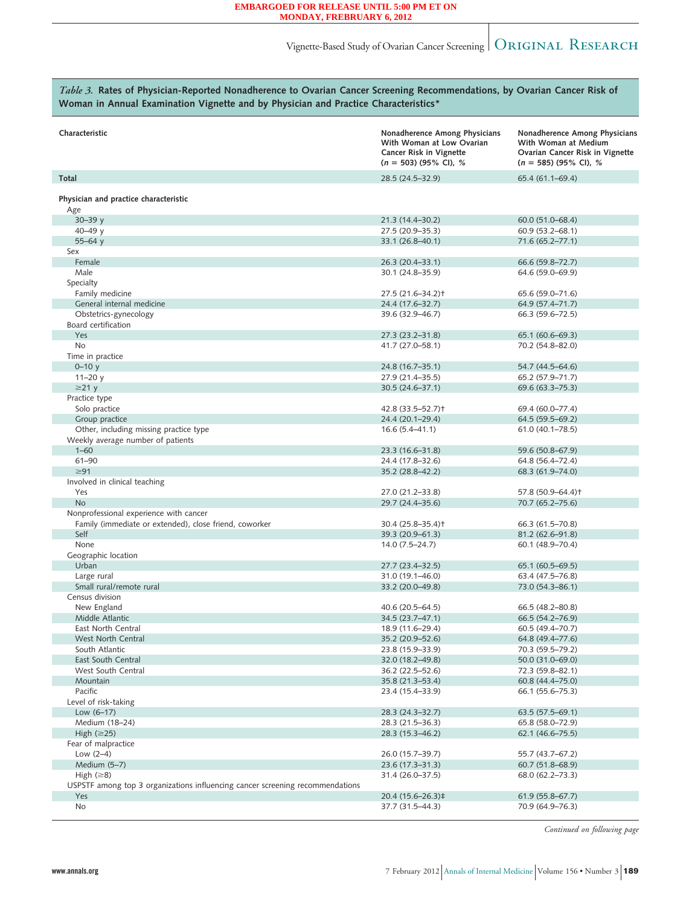*Table 3.* **Rates of Physician-Reported Nonadherence to Ovarian Cancer Screening Recommendations, by Ovarian Cancer Risk of Woman in Annual Examination Vignette and by Physician and Practice Characteristics***

| Characteristic | Nonadherence Among Physicians With Woman at Low Ovarian Cancer Risk in Vignette (n = 503) (95% CI), % | Nonadherence Among Physicians With Woman at Medium Ovarian Cancer Risk in Vignette (n = 585) (95% CI), % |
|---|---|---|
| **Total** | 28.5 (24.5–32.9) | 65.4 (61.1–69.4) |
| | | |
| **Physician and practice characteristic** | | |
| Age | | |
| 30–39 y | 21.3 (14.4–30.2) | 60.0 (51.0–68.4) |
| 40–49 y | 27.5 (20.9–35.3) | 60.9 (53.2–68.1) |
| 55–64 y | 33.1 (26.8–40.1) | 71.6 (65.2–77.1) |
| Sex | | |
| Female | 26.3 (20.4–33.1) | 66.6 (59.8–72.7) |
| Male | 30.1 (24.8–35.9) | 64.6 (59.0–69.9) |
| Specialty | | |
| Family medicine | 27.5 (21.6–34.2)† | 65.6 (59.0–71.6) |
| General internal medicine | 24.4 (17.6–32.7) | 64.9 (57.4–71.7) |
| Obstetrics-gynecology | 39.6 (32.9–46.7) | 66.3 (59.6–72.5) |
| Board certification | | |
| Yes | 27.3 (23.2–31.8) | 65.1 (60.6–69.3) |
| No | 41.7 (27.0–58.1) | 70.2 (54.8–82.0) |
| Time in practice | | |
| 0–10 y | 24.8 (16.7–35.1) | 54.7 (44.5–64.6) |
| 11–20 y | 27.9 (21.4–35.5) | 65.2 (57.9–71.7) |
| ≥21 y | 30.5 (24.6–37.1) | 69.6 (63.3–75.3) |
| Practice type | | |
| Solo practice | 42.8 (33.5–52.7)† | 69.4 (60.0–77.4) |
| Group practice | 24.4 (20.1–29.4) | 64.5 (59.5–69.2) |
| Other, including missing practice type | 16.6 (5.4–41.1) | 61.0 (40.1–78.5) |
| Weekly average number of patients | | |
| 1–60 | 23.3 (16.6–31.8) | 59.6 (50.8–67.9) |
| 61–90 | 24.4 (17.8–32.6) | 64.8 (56.4–72.4) |
| ≥91 | 35.2 (28.8–42.2) | 68.3 (61.9–74.0) |
| Involved in clinical teaching | | |
| Yes | 27.0 (21.2–33.8) | 57.8 (50.9–64.4)† |
| No | 29.7 (24.4–35.6) | 70.7 (65.2–75.6) |
| Nonprofessional experience with cancer | | |
| Family (immediate or extended), close friend, coworker | 30.4 (25.8–35.4)† | 66.3 (61.5–70.8) |
| Self | 39.3 (20.9–61.3) | 81.2 (62.6–91.8) |
| None | 14.0 (7.5–24.7) | 60.1 (48.9–70.4) |
| Geographic location | | |
| Urban | 27.7 (23.4–32.5) | 65.1 (60.5–69.5) |
| Large rural | 31.0 (19.1–46.0) | 63.4 (47.5–76.8) |
| Small rural/remote rural | 33.2 (20.0–49.8) | 73.0 (54.3–86.1) |
| Census division | | |
| New England | 40.6 (20.5–64.5) | 66.5 (48.2–80.8) |
| Middle Atlantic | 34.5 (23.7–47.1) | 66.5 (54.2–76.9) |
| East North Central | 18.9 (11.6–29.4) | 60.5 (49.4–70.7) |
| West North Central | 35.2 (20.9–52.6) | 64.8 (49.4–77.6) |
| South Atlantic | 23.8 (15.9–33.9) | 70.3 (59.5–79.2) |
| East South Central | 32.0 (18.2–49.8) | 50.0 (31.0–69.0) |
| West South Central | 36.2 (22.5–52.6) | 72.3 (59.8–82.1) |
| Mountain | 35.8 (21.3–53.4) | 60.8 (44.4–75.0) |
| Pacific | 23.4 (15.4–33.9) | 66.1 (55.6–75.3) |
| Level of risk-taking | | |
| Low (6–17) | 28.3 (24.3–32.7) | 63.5 (57.5–69.1) |
| Medium (18–24) | 28.3 (21.5–36.3) | 65.8 (58.0–72.9) |
| High (≥25) | 28.3 (15.3–46.2) | 62.1 (46.6–75.5) |
| Fear of malpractice | | |
| Low (2–4) | 26.0 (15.7–39.7) | 55.7 (43.7–67.2) |
| Medium (5–7) | 23.6 (17.3–31.3) | 60.7 (51.8–68.9) |
| High (≥8) | 31.4 (26.0–37.5) | 68.0 (62.2–73.3) |
| USPSTF among top 3 organizations influencing cancer screening recommendations | | |
| Yes | 20.4 (15.6–26.3)‡ | 61.9 (55.8–67.7) |
| No | 37.7 (31.5–44.3) | 70.9 (64.9–76.3) |

*Continued on following page*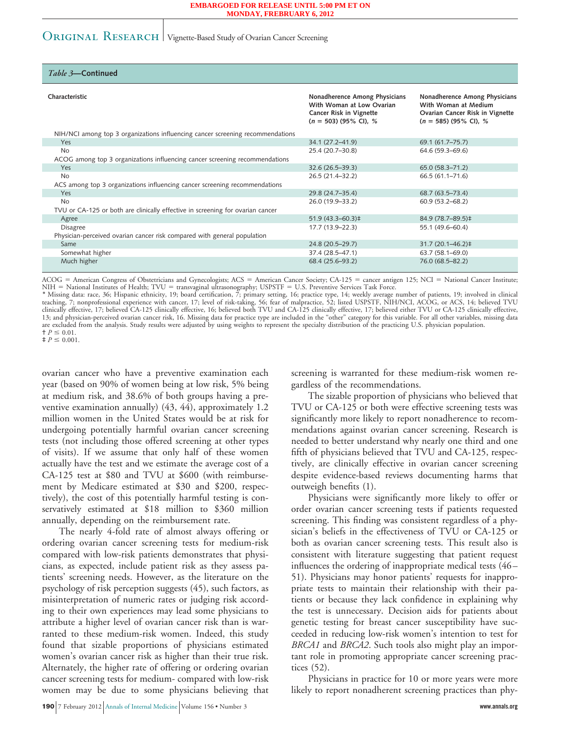*Table 3*—**Continued**

| Characteristic | Nonadherence Among Physicians With Woman at Low Ovarian Cancer Risk in Vignette (n = 503) (95% CI), % | Nonadherence Among Physicians With Woman at Medium Ovarian Cancer Risk in Vignette (n = 585) (95% CI), % |
|---|---|---|
| NIH/NCI among top 3 organizations influencing cancer screening recommendations | | |
| Yes | 34.1 (27.2–41.9) | 69.1 (61.7–75.7) |
| No | 25.4 (20.7–30.8) | 64.6 (59.3–69.6) |
| ACOG among top 3 organizations influencing cancer screening recommendations | | |
| Yes | 32.6 (26.5–39.3) | 65.0 (58.3–71.2) |
| No | 26.5 (21.4–32.2) | 66.5 (61.1–71.6) |
| ACS among top 3 organizations influencing cancer screening recommendations | | |
| Yes | 29.8 (24.7–35.4) | 68.7 (63.5–73.4) |
| No | 26.0 (19.9–33.2) | 60.9 (53.2–68.2) |
| TVU or CA-125 or both are clinically effective in screening for ovarian cancer | | |
| Agree | 51.9 (43.3–60.3)‡ | 84.9 (78.7–89.5)‡ |
| Disagree | 17.7 (13.9–22.3) | 55.1 (49.6–60.4) |
| Physician-perceived ovarian cancer risk compared with general population | | |
| Same | 24.8 (20.5–29.7) | 31.7 (20.1–46.2)‡ |
| Somewhat higher | 37.4 (28.5–47.1) | 63.7 (58.1–69.0) |
| Much higher | 68.4 (25.6–93.2) | 76.0 (68.5–82.2) |

ACOG = American Congress of Obstetricians and Gynecologists; ACS = American Cancer Society; CA-125 = cancer antigen 125; NCI = National Cancer Institute; NIH = National Institutes of Health; TVU = transvaginal ultrasonography; USPSTF = U.S. Preventive Services Task Force.

\* Missing data: race, 36; Hispanic ethnicity, 19; board certification, 7; primary setting, 16; practice type, 14; weekly average number of patients, 19; involved in clinical teaching, 7; nonprofessional experience with cancer, 17; level of risk-taking, 56; fear of malpractice, 52; listed USPSTF, NIH/NCI, ACOG, or ACS, 14; believed TVU clinically effective, 17; believed CA-125 clinically effective, 16; believed both TVU and CA-125 clinically effective, 17; believed either TVU or CA-125 clinically effective, 13; and physician-perceived ovarian cancer risk, 16. Missing data for practice type are included in the "other" category for this variable. For all other variables, missing data are excluded from the analysis. Study results were adjusted by using weights to represent the specialty distribution of the practicing U.S. physician population.

† $P \leq 0.01$.

‡ $P \leq 0.001$.

ovarian cancer who have a preventive examination each year (based on 90% of women being at low risk, 5% being at medium risk, and 38.6% of both groups having a preventive examination annually) (43, 44), approximately 1.2 million women in the United States would be at risk for undergoing potentially harmful ovarian cancer screening tests (not including those offered screening at other types of visits). If we assume that only half of these women actually have the test and we estimate the average cost of a CA-125 test at \$80 and TVU at \$600 (with reimbursement by Medicare estimated at \$30 and \$200, respectively), the cost of this potentially harmful testing is conservatively estimated at \$18 million to \$360 million annually, depending on the reimbursement rate.

The nearly 4-fold rate of almost always offering or ordering ovarian cancer screening tests for medium-risk compared with low-risk patients demonstrates that physicians, as expected, include patient risk as they assess patients' screening needs. However, as the literature on the psychology of risk perception suggests (45), such factors, as misinterpretation of numeric rates or judging risk according to their own experiences may lead some physicians to attribute a higher level of ovarian cancer risk than is warranted to these medium-risk women. Indeed, this study found that sizable proportions of physicians estimated women's ovarian cancer risk as higher than their true risk. Alternately, the higher rate of offering or ordering ovarian cancer screening tests for medium- compared with low-risk women may be due to some physicians believing that screening is warranted for these medium-risk women regardless of the recommendations.

The sizable proportion of physicians who believed that TVU or CA-125 or both were effective screening tests was significantly more likely to report nonadherence to recommendations against ovarian cancer screening. Research is needed to better understand why nearly one third and one fifth of physicians believed that TVU and CA-125, respectively, are clinically effective in ovarian cancer screening despite evidence-based reviews documenting harms that outweigh benefits (1).

Physicians were significantly more likely to offer or order ovarian cancer screening tests if patients requested screening. This finding was consistent regardless of a physician's beliefs in the effectiveness of TVU or CA-125 or both as ovarian cancer screening tests. This result also is consistent with literature suggesting that patient request influences the ordering of inappropriate medical tests (46–51). Physicians may honor patients' requests for inappropriate tests to maintain their relationship with their patients or because they lack confidence in explaining why the test is unnecessary. Decision aids for patients about genetic testing for breast cancer susceptibility have succeeded in reducing low-risk women's intention to test for *BRCA1* and *BRCA2*. Such tools also might play an important role in promoting appropriate cancer screening practices (52).

Physicians in practice for 10 or more years were more likely to report nonadherent screening practices than phy-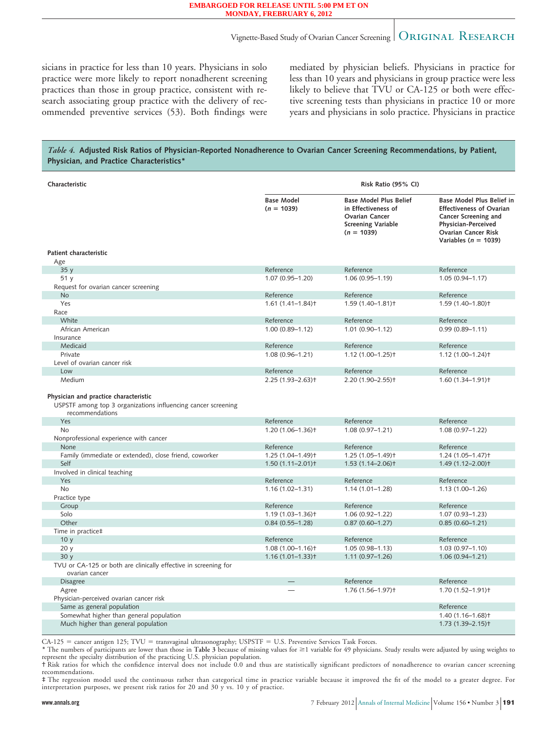sicians in practice for less than 10 years. Physicians in solo practice were more likely to report nonadherent screening practices than those in group practice, consistent with research associating group practice with the delivery of recommended preventive services (53). Both findings were mediated by physician beliefs. Physicians in practice for less than 10 years and physicians in group practice were less likely to believe that TVU or CA-125 or both were effective screening tests than physicians in practice 10 or more years and physicians in solo practice. Physicians in practice

*Table 4.* **Adjusted Risk Ratios of Physician-Reported Nonadherence to Ovarian Cancer Screening Recommendations, by Patient, Physician, and Practice Characteristics***

| Characteristic | Risk Ratio (95% CI) | | |
|---|---|---|---|
| | Base Model (n = 1039) | Base Model Plus Belief in Effectiveness of Ovarian Cancer Screening Variable (n = 1039) | Base Model Plus Belief in Effectiveness of Ovarian Cancer Screening and Physician-Perceived Ovarian Cancer Risk Variables (n = 1039) |
| **Patient characteristic** | | | |
| Age | | | |
| 35 y | Reference | Reference | Reference |
| 51 y | 1.07 (0.95–1.20) | 1.06 (0.95–1.19) | 1.05 (0.94–1.17) |
| Request for ovarian cancer screening | | | |
| No | Reference | Reference | Reference |
| Yes | 1.61 (1.41–1.84)† | 1.59 (1.40–1.81)† | 1.59 (1.40–1.80)† |
| Race | | | |
| White | Reference | Reference | Reference |
| African American | 1.00 (0.89–1.12) | 1.01 (0.90–1.12) | 0.99 (0.89–1.11) |
| Insurance | | | |
| Medicaid | Reference | Reference | Reference |
| Private | 1.08 (0.96–1.21) | 1.12 (1.00–1.25)† | 1.12 (1.00–1.24)† |
| Level of ovarian cancer risk | | | |
| Low | Reference | Reference | Reference |
| Medium | 2.25 (1.93–2.63)† | 2.20 (1.90–2.55)† | 1.60 (1.34–1.91)† |
| **Physician and practice characteristic** | | | |
| USPSTF among top 3 organizations influencing cancer screening recommendations | | | |
| Yes | Reference | Reference | Reference |
| No | 1.20 (1.06–1.36)† | 1.08 (0.97–1.21) | 1.08 (0.97–1.22) |
| Nonprofessional experience with cancer | | | |
| None | Reference | Reference | Reference |
| Family (immediate or extended), close friend, coworker | 1.25 (1.04–1.49)† | 1.25 (1.05–1.49)† | 1.24 (1.05–1.47)† |
| Self | 1.50 (1.11–2.01)† | 1.53 (1.14–2.06)† | 1.49 (1.12–2.00)† |
| Involved in clinical teaching | | | |
| Yes | Reference | Reference | Reference |
| No | 1.16 (1.02–1.31) | 1.14 (1.01–1.28) | 1.13 (1.00–1.26) |
| Practice type | | | |
| Group | Reference | Reference | Reference |
| Solo | 1.19 (1.03–1.36)† | 1.06 (0.92–1.22) | 1.07 (0.93–1.23) |
| Other | 0.84 (0.55–1.28) | 0.87 (0.60–1.27) | 0.85 (0.60–1.21) |
| Time in practice‡ | | | |
| 10 y | Reference | Reference | Reference |
| 20 y | 1.08 (1.00–1.16)† | 1.05 (0.98–1.13) | 1.03 (0.97–1.10) |
| 30 y | 1.16 (1.01–1.33)† | 1.11 (0.97–1.26) | 1.06 (0.94–1.21) |
| TVU or CA-125 or both are clinically effective in screening for ovarian cancer | | | |
| Disagree | — | Reference | Reference |
| Agree | — | 1.76 (1.56–1.97)† | 1.70 (1.52–1.91)† |
| Physician-perceived ovarian cancer risk | | | |
| Same as general population | | | Reference |
| Somewhat higher than general population | | | 1.40 (1.16–1.68)† |
| Much higher than general population | | | 1.73 (1.39–2.15)† |

CA-125 = cancer antigen 125; TVU = transvaginal ultrasonography; USPSTF = U.S. Preventive Services Task Forces.

\* The numbers of participants are lower than those in **Table 3** because of missing values for ≥1 variable for 49 physicians. Study results were adjusted by using weights to represent the specialty distribution of the practicing U.S. physician population.

† Risk ratios for which the confidence interval does not include 0.0 and thus are statistically significant predictors of nonadherence to ovarian cancer screening recommendations.

‡ The regression model used the continuous rather than categorical time in practice variable because it improved the fit of the model to a greater degree. For interpretation purposes, we present risk ratios for 20 and 30 y vs. 10 y of practice.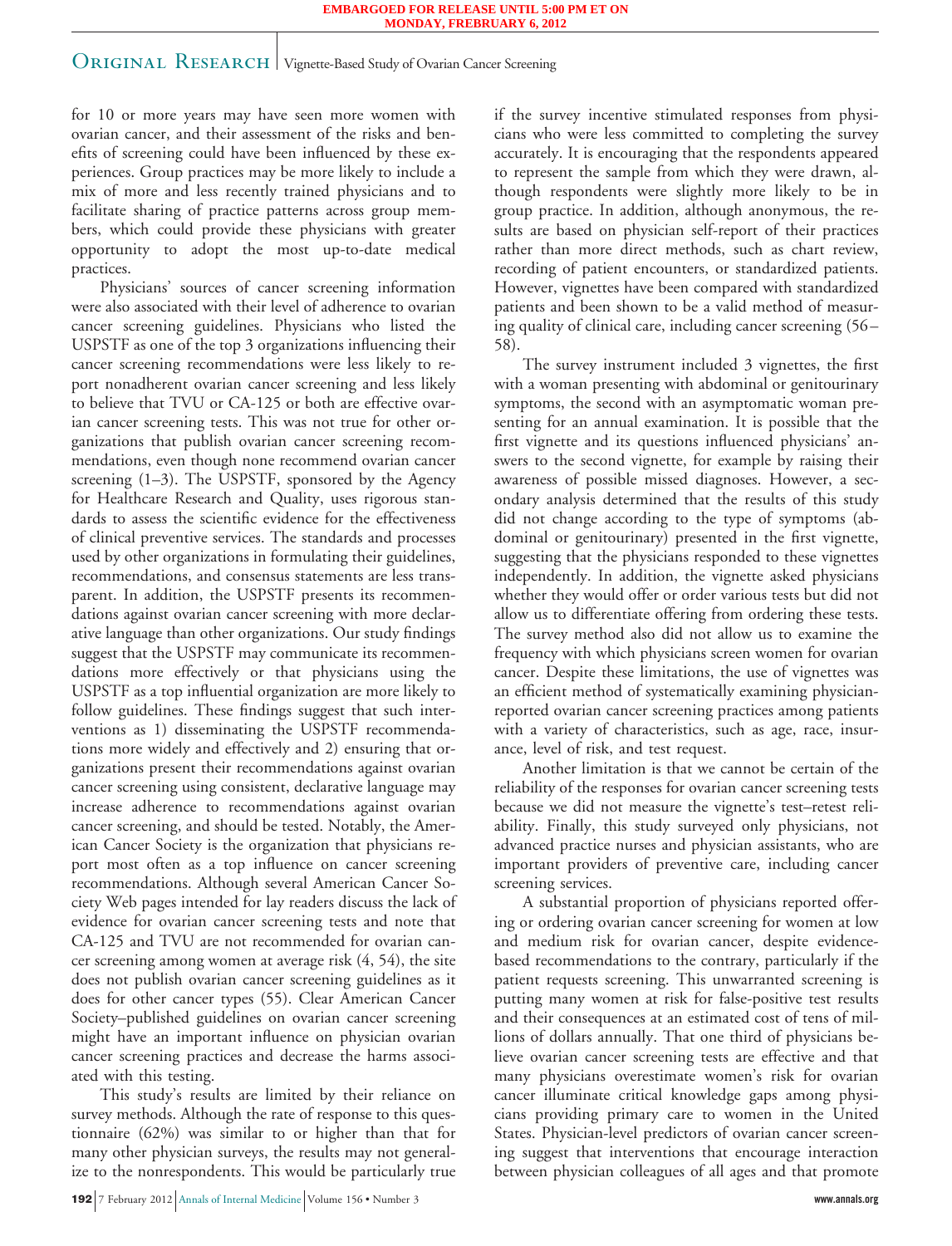for 10 or more years may have seen more women with ovarian cancer, and their assessment of the risks and benefits of screening could have been influenced by these experiences. Group practices may be more likely to include a mix of more and less recently trained physicians and to facilitate sharing of practice patterns across group members, which could provide these physicians with greater opportunity to adopt the most up-to-date medical practices.

Physicians' sources of cancer screening information were also associated with their level of adherence to ovarian cancer screening guidelines. Physicians who listed the USPSTF as one of the top 3 organizations influencing their cancer screening recommendations were less likely to report nonadherent ovarian cancer screening and less likely to believe that TVU or CA-125 or both are effective ovarian cancer screening tests. This was not true for other organizations that publish ovarian cancer screening recommendations, even though none recommend ovarian cancer screening (1–3). The USPSTF, sponsored by the Agency for Healthcare Research and Quality, uses rigorous standards to assess the scientific evidence for the effectiveness of clinical preventive services. The standards and processes used by other organizations in formulating their guidelines, recommendations, and consensus statements are less transparent. In addition, the USPSTF presents its recommendations against ovarian cancer screening with more declarative language than other organizations. Our study findings suggest that the USPSTF may communicate its recommendations more effectively or that physicians using the USPSTF as a top influential organization are more likely to follow guidelines. These findings suggest that such interventions as 1) disseminating the USPSTF recommendations more widely and effectively and 2) ensuring that organizations present their recommendations against ovarian cancer screening using consistent, declarative language may increase adherence to recommendations against ovarian cancer screening, and should be tested. Notably, the American Cancer Society is the organization that physicians report most often as a top influence on cancer screening recommendations. Although several American Cancer Society Web pages intended for lay readers discuss the lack of evidence for ovarian cancer screening tests and note that CA-125 and TVU are not recommended for ovarian cancer screening among women at average risk (4, 54), the site does not publish ovarian cancer screening guidelines as it does for other cancer types (55). Clear American Cancer Society–published guidelines on ovarian cancer screening might have an important influence on physician ovarian cancer screening practices and decrease the harms associated with this testing.

This study's results are limited by their reliance on survey methods. Although the rate of response to this questionnaire (62%) was similar to or higher than that for many other physician surveys, the results may not generalize to the nonrespondents. This would be particularly true if the survey incentive stimulated responses from physicians who were less committed to completing the survey accurately. It is encouraging that the respondents appeared to represent the sample from which they were drawn, although respondents were slightly more likely to be in group practice. In addition, although anonymous, the results are based on physician self-report of their practices rather than more direct methods, such as chart review, recording of patient encounters, or standardized patients. However, vignettes have been compared with standardized patients and been shown to be a valid method of measuring quality of clinical care, including cancer screening (56–58).

The survey instrument included 3 vignettes, the first with a woman presenting with abdominal or genitourinary symptoms, the second with an asymptomatic woman presenting for an annual examination. It is possible that the first vignette and its questions influenced physicians' answers to the second vignette, for example by raising their awareness of possible missed diagnoses. However, a secondary analysis determined that the results of this study did not change according to the type of symptoms (abdominal or genitourinary) presented in the first vignette, suggesting that the physicians responded to these vignettes independently. In addition, the vignette asked physicians whether they would offer or order various tests but did not allow us to differentiate offering from ordering these tests. The survey method also did not allow us to examine the frequency with which physicians screen women for ovarian cancer. Despite these limitations, the use of vignettes was an efficient method of systematically examining physician-reported ovarian cancer screening practices among patients with a variety of characteristics, such as age, race, insurance, level of risk, and test request.

Another limitation is that we cannot be certain of the reliability of the responses for ovarian cancer screening tests because we did not measure the vignette's test–retest reliability. Finally, this study surveyed only physicians, not advanced practice nurses and physician assistants, who are important providers of preventive care, including cancer screening services.

A substantial proportion of physicians reported offering or ordering ovarian cancer screening for women at low and medium risk for ovarian cancer, despite evidence-based recommendations to the contrary, particularly if the patient requests screening. This unwarranted screening is putting many women at risk for false-positive test results and their consequences at an estimated cost of tens of millions of dollars annually. That one third of physicians believe ovarian cancer screening tests are effective and that many physicians overestimate women's risk for ovarian cancer illuminate critical knowledge gaps among physicians providing primary care to women in the United States. Physician-level predictors of ovarian cancer screening suggest that interventions that encourage interaction between physician colleagues of all ages and that promote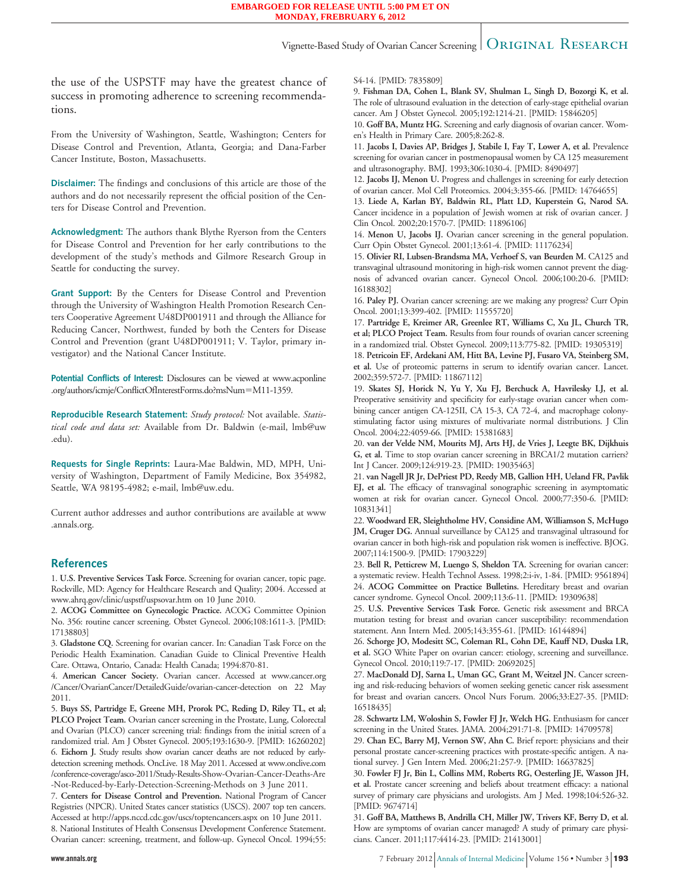the use of the USPSTF may have the greatest chance of success in promoting adherence to screening recommendations.

From the University of Washington, Seattle, Washington; Centers for Disease Control and Prevention, Atlanta, Georgia; and Dana-Farber Cancer Institute, Boston, Massachusetts.

**Disclaimer:** The findings and conclusions of this article are those of the authors and do not necessarily represent the official position of the Centers for Disease Control and Prevention.

**Acknowledgment:** The authors thank Blythe Ryerson from the Centers for Disease Control and Prevention for her early contributions to the development of the study's methods and Gilmore Research Group in Seattle for conducting the survey.

**Grant Support:** By the Centers for Disease Control and Prevention through the University of Washington Health Promotion Research Centers Cooperative Agreement U48DP001911 and through the Alliance for Reducing Cancer, Northwest, funded by both the Centers for Disease Control and Prevention (grant U48DP001911; V. Taylor, primary investigator) and the National Cancer Institute.

**Potential Conflicts of Interest:** Disclosures can be viewed at www.acponline.org/authors/icmje/ConflictOfInterestForms.do?msNum=M11-1359.

**Reproducible Research Statement:** *Study protocol:* Not available. *Statistical code and data set:* Available from Dr. Baldwin (e-mail, lmb@uw.edu).

**Requests for Single Reprints:** Laura-Mae Baldwin, MD, MPH, University of Washington, Department of Family Medicine, Box 354982, Seattle, WA 98195-4982; e-mail, lmb@uw.edu.

Current author addresses and author contributions are available at www.annals.org.

## References

1. **U.S. Preventive Services Task Force.** Screening for ovarian cancer, topic page. Rockville, MD: Agency for Healthcare Research and Quality; 2004. Accessed at www.ahrq.gov/clinic/uspstf/uspsovar.htm on 10 June 2010.
2. **ACOG Committee on Gynecologic Practice.** ACOG Committee Opinion No. 356: routine cancer screening. Obstet Gynecol. 2006;108:1611-3. [PMID: 17138803]
3. **Gladstone CQ.** Screening for ovarian cancer. In: Canadian Task Force on the Periodic Health Examination. Canadian Guide to Clinical Preventive Health Care. Ottawa, Ontario, Canada: Health Canada; 1994:870-81.
4. **American Cancer Society.** Ovarian cancer. Accessed at www.cancer.org/Cancer/OvarianCancer/DetailedGuide/ovarian-cancer-detection on 22 May 2011.
5. **Buys SS, Partridge E, Greene MH, Prorok PC, Reding D, Riley TL, et al; PLCO Project Team.** Ovarian cancer screening in the Prostate, Lung, Colorectal and Ovarian (PLCO) cancer screening trial: findings from the initial screen of a randomized trial. Am J Obstet Gynecol. 2005;193:1630-9. [PMID: 16260202]
6. **Eichorn J.** Study results show ovarian cancer deaths are not reduced by early-detection screening methods. OncLive. 18 May 2011. Accessed at www.onclive.com/conference-coverage/asco-2011/Study-Results-Show-Ovarian-Cancer-Deaths-Are-Not-Reduced-by-Early-Detection-Screening-Methods on 3 June 2011.
7. **Centers for Disease Control and Prevention.** National Program of Cancer Registries (NPCR). United States cancer statistics (USCS). 2007 top ten cancers. Accessed at http://apps.nccd.cdc.gov/uscs/toptencancers.aspx on 10 June 2011.
8. National Institutes of Health Consensus Development Conference Statement. Ovarian cancer: screening, treatment, and follow-up. Gynecol Oncol. 1994;55:S4-14. [PMID: 7835809]
9. **Fishman DA, Cohen L, Blank SV, Shulman L, Singh D, Bozorgi K, et al.** The role of ultrasound evaluation in the detection of early-stage epithelial ovarian cancer. Am J Obstet Gynecol. 2005;192:1214-21. [PMID: 15846205]
10. **Goff BA, Muntz HG.** Screening and early diagnosis of ovarian cancer. Women's Health in Primary Care. 2005;8:262-8.
11. **Jacobs I, Davies AP, Bridges J, Stabile I, Fay T, Lower A, et al.** Prevalence screening for ovarian cancer in postmenopausal women by CA 125 measurement and ultrasonography. BMJ. 1993;306:1030-4. [PMID: 8490497]
12. **Jacobs IJ, Menon U.** Progress and challenges in screening for early detection of ovarian cancer. Mol Cell Proteomics. 2004;3:355-66. [PMID: 14764655]
13. **Liede A, Karlan BY, Baldwin RL, Platt LD, Kuperstein G, Narod SA.** Cancer incidence in a population of Jewish women at risk of ovarian cancer. J Clin Oncol. 2002;20:1570-7. [PMID: 11896106]
14. **Menon U, Jacobs IJ.** Ovarian cancer screening in the general population. Curr Opin Obstet Gynecol. 2001;13:61-4. [PMID: 11176234]
15. **Olivier RI, Lubsen-Brandsma MA, Verhoef S, van Beurden M.** CA125 and transvaginal ultrasound monitoring in high-risk women cannot prevent the diagnosis of advanced ovarian cancer. Gynecol Oncol. 2006;100:20-6. [PMID: 16188302]
16. **Paley PJ.** Ovarian cancer screening: are we making any progress? Curr Opin Oncol. 2001;13:399-402. [PMID: 11555720]
17. **Partridge E, Kreimer AR, Greenlee RT, Williams C, Xu JL, Church TR, et al; PLCO Project Team.** Results from four rounds of ovarian cancer screening in a randomized trial. Obstet Gynecol. 2009;113:775-82. [PMID: 19305319]
18. **Petricoin EF, Ardekani AM, Hitt BA, Levine PJ, Fusaro VA, Steinberg SM, et al.** Use of proteomic patterns in serum to identify ovarian cancer. Lancet. 2002;359:572-7. [PMID: 11867112]
19. **Skates SJ, Horick N, Yu Y, Xu FJ, Berchuck A, Havrilesky LJ, et al.** Preoperative sensitivity and specificity for early-stage ovarian cancer when combining cancer antigen CA-125II, CA 15-3, CA 72-4, and macrophage colony-stimulating factor using mixtures of multivariate normal distributions. J Clin Oncol. 2004;22:4059-66. [PMID: 15381683]
20. **van der Velde NM, Mourits MJ, Arts HJ, de Vries J, Leegte BK, Dijkhuis G, et al.** Time to stop ovarian cancer screening in BRCA1/2 mutation carriers? Int J Cancer. 2009;124:919-23. [PMID: 19035463]
21. **van Nagell JR Jr, DePriest PD, Reedy MB, Gallion HH, Ueland FR, Pavlik EJ, et al.** The efficacy of transvaginal sonographic screening in asymptomatic women at risk for ovarian cancer. Gynecol Oncol. 2000;77:350-6. [PMID: 10831341]
22. **Woodward ER, Sleightholme HV, Considine AM, Williamson S, McHugo JM, Cruger DG.** Annual surveillance by CA125 and transvaginal ultrasound for ovarian cancer in both high-risk and population risk women is ineffective. BJOG. 2007;114:1500-9. [PMID: 17903229]
23. **Bell R, Petticrew M, Luengo S, Sheldon TA.** Screening for ovarian cancer: a systematic review. Health Technol Assess. 1998;2:i-iv, 1-84. [PMID: 9561894]
24. **ACOG Committee on Practice Bulletins.** Hereditary breast and ovarian cancer syndrome. Gynecol Oncol. 2009;113:6-11. [PMID: 19309638]
25. **U.S. Preventive Services Task Force.** Genetic risk assessment and BRCA mutation testing for breast and ovarian cancer susceptibility: recommendation statement. Ann Intern Med. 2005;143:355-61. [PMID: 16144894]
26. **Schorge JO, Modesitt SC, Coleman RL, Cohn DE, Kauff ND, Duska LR, et al.** SGO White Paper on ovarian cancer: etiology, screening and surveillance. Gynecol Oncol. 2010;119:7-17. [PMID: 20692025]
27. **MacDonald DJ, Sarna L, Uman GC, Grant M, Weitzel JN.** Cancer screening and risk-reducing behaviors of women seeking genetic cancer risk assessment for breast and ovarian cancers. Oncol Nurs Forum. 2006;33:E27-35. [PMID: 16518435]
28. **Schwartz LM, Woloshin S, Fowler FJ Jr, Welch HG.** Enthusiasm for cancer screening in the United States. JAMA. 2004;291:71-8. [PMID: 14709578]
29. **Chan EC, Barry MJ, Vernon SW, Ahn C.** Brief report: physicians and their personal prostate cancer-screening practices with prostate-specific antigen. A national survey. J Gen Intern Med. 2006;21:257-9. [PMID: 16637825]
30. **Fowler FJ Jr, Bin L, Collins MM, Roberts RG, Oesterling JE, Wasson JH, et al.** Prostate cancer screening and beliefs about treatment efficacy: a national survey of primary care physicians and urologists. Am J Med. 1998;104:526-32. [PMID: 9674714]
31. **Goff BA, Matthews B, Andrilla CH, Miller JW, Trivers KF, Berry D, et al.** How are symptoms of ovarian cancer managed? A study of primary care physicians. Cancer. 2011;117:4414-23. [PMID: 21413001]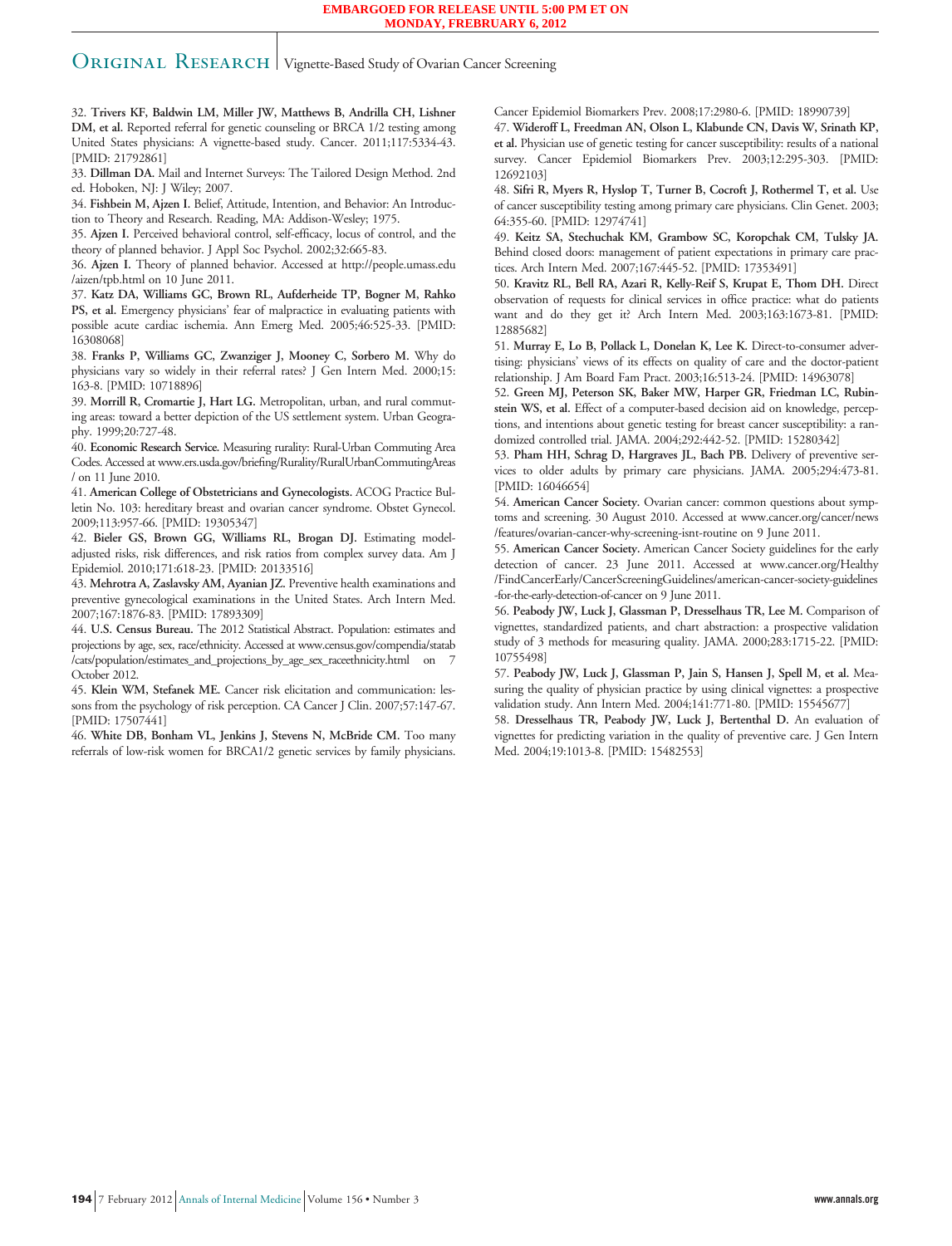32. **Trivers KF, Baldwin LM, Miller JW, Matthews B, Andrilla CH, Lishner DM, et al.** Reported referral for genetic counseling or BRCA 1/2 testing among United States physicians: A vignette-based study. Cancer. 2011;117:5334-43. [PMID: 21792861]

33. **Dillman DA.** Mail and Internet Surveys: The Tailored Design Method. 2nd ed. Hoboken, NJ: J Wiley; 2007.

34. **Fishbein M, Ajzen I.** Belief, Attitude, Intention, and Behavior: An Introduction to Theory and Research. Reading, MA: Addison-Wesley; 1975.

35. **Ajzen I.** Perceived behavioral control, self-efficacy, locus of control, and the theory of planned behavior. J Appl Soc Psychol. 2002;32:665-83.

36. **Ajzen I.** Theory of planned behavior. Accessed at http://people.umass.edu/aizen/tpb.html on 10 June 2011.

37. **Katz DA, Williams GC, Brown RL, Aufderheide TP, Bogner M, Rahko PS, et al.** Emergency physicians' fear of malpractice in evaluating patients with possible acute cardiac ischemia. Ann Emerg Med. 2005;46:525-33. [PMID: 16308068]

38. **Franks P, Williams GC, Zwanziger J, Mooney C, Sorbero M.** Why do physicians vary so widely in their referral rates? J Gen Intern Med. 2000;15:163-8. [PMID: 10718896]

39. **Morrill R, Cromartie J, Hart LG.** Metropolitan, urban, and rural commuting areas: toward a better depiction of the US settlement system. Urban Geography. 1999;20:727-48.

40. **Economic Research Service.** Measuring rurality: Rural-Urban Commuting Area Codes. Accessed at www.ers.usda.gov/briefing/Rurality/RuralUrbanCommutingAreas/ on 11 June 2010.

41. **American College of Obstetricians and Gynecologists.** ACOG Practice Bulletin No. 103: hereditary breast and ovarian cancer syndrome. Obstet Gynecol. 2009;113:957-66. [PMID: 19305347]

42. **Bieler GS, Brown GG, Williams RL, Brogan DJ.** Estimating model-adjusted risks, risk differences, and risk ratios from complex survey data. Am J Epidemiol. 2010;171:618-23. [PMID: 20133516]

43. **Mehrotra A, Zaslavsky AM, Ayanian JZ.** Preventive health examinations and preventive gynecological examinations in the United States. Arch Intern Med. 2007;167:1876-83. [PMID: 17893309]

44. **U.S. Census Bureau.** The 2012 Statistical Abstract. Population: estimates and projections by age, sex, race/ethnicity. Accessed at www.census.gov/compendia/statab/cats/population/estimates_and_projections_by_age_sex_raceethnicity.html on 7 October 2012.

45. **Klein WM, Stefanek ME.** Cancer risk elicitation and communication: lessons from the psychology of risk perception. CA Cancer J Clin. 2007;57:147-67. [PMID: 17507441]

46. **White DB, Bonham VL, Jenkins J, Stevens N, McBride CM.** Too many referrals of low-risk women for BRCA1/2 genetic services by family physicians. Cancer Epidemiol Biomarkers Prev. 2008;17:2980-6. [PMID: 18990739]

47. **Wideroff L, Freedman AN, Olson L, Klabunde CN, Davis W, Srinath KP, et al.** Physician use of genetic testing for cancer susceptibility: results of a national survey. Cancer Epidemiol Biomarkers Prev. 2003;12:295-303. [PMID: 12692103]

48. **Sifri R, Myers R, Hyslop T, Turner B, Cocroft J, Rothermel T, et al.** Use of cancer susceptibility testing among primary care physicians. Clin Genet. 2003;64:355-60. [PMID: 12974741]

49. **Keitz SA, Stechuchak KM, Grambow SC, Koropchak CM, Tulsky JA.** Behind closed doors: management of patient expectations in primary care practices. Arch Intern Med. 2007;167:445-52. [PMID: 17353491]

50. **Kravitz RL, Bell RA, Azari R, Kelly-Reif S, Krupat E, Thom DH.** Direct observation of requests for clinical services in office practice: what do patients want and do they get it? Arch Intern Med. 2003;163:1673-81. [PMID: 12885682]

51. **Murray E, Lo B, Pollack L, Donelan K, Lee K.** Direct-to-consumer advertising: physicians' views of its effects on quality of care and the doctor-patient relationship. J Am Board Fam Pract. 2003;16:513-24. [PMID: 14963078]

52. **Green MJ, Peterson SK, Baker MW, Harper GR, Friedman LC, Rubinstein WS, et al.** Effect of a computer-based decision aid on knowledge, perceptions, and intentions about genetic testing for breast cancer susceptibility: a randomized controlled trial. JAMA. 2004;292:442-52. [PMID: 15280342]

53. **Pham HH, Schrag D, Hargraves JL, Bach PB.** Delivery of preventive services to older adults by primary care physicians. JAMA. 2005;294:473-81. [PMID: 16046654]

54. **American Cancer Society.** Ovarian cancer: common questions about symptoms and screening. 30 August 2010. Accessed at www.cancer.org/cancer/news/features/ovarian-cancer-why-screening-isnt-routine on 9 June 2011.

55. **American Cancer Society.** American Cancer Society guidelines for the early detection of cancer. 23 June 2011. Accessed at www.cancer.org/Healthy/FindCancerEarly/CancerScreeningGuidelines/american-cancer-society-guidelines-for-the-early-detection-of-cancer on 9 June 2011.

56. **Peabody JW, Luck J, Glassman P, Dresselhaus TR, Lee M.** Comparison of vignettes, standardized patients, and chart abstraction: a prospective validation study of 3 methods for measuring quality. JAMA. 2000;283:1715-22. [PMID: 10755498]

57. **Peabody JW, Luck J, Glassman P, Jain S, Hansen J, Spell M, et al.** Measuring the quality of physician practice by using clinical vignettes: a prospective validation study. Ann Intern Med. 2004;141:771-80. [PMID: 15545677]

58. **Dresselhaus TR, Peabody JW, Luck J, Bertenthal D.** An evaluation of vignettes for predicting variation in the quality of preventive care. J Gen Intern Med. 2004;19:1013-8. [PMID: 15482553]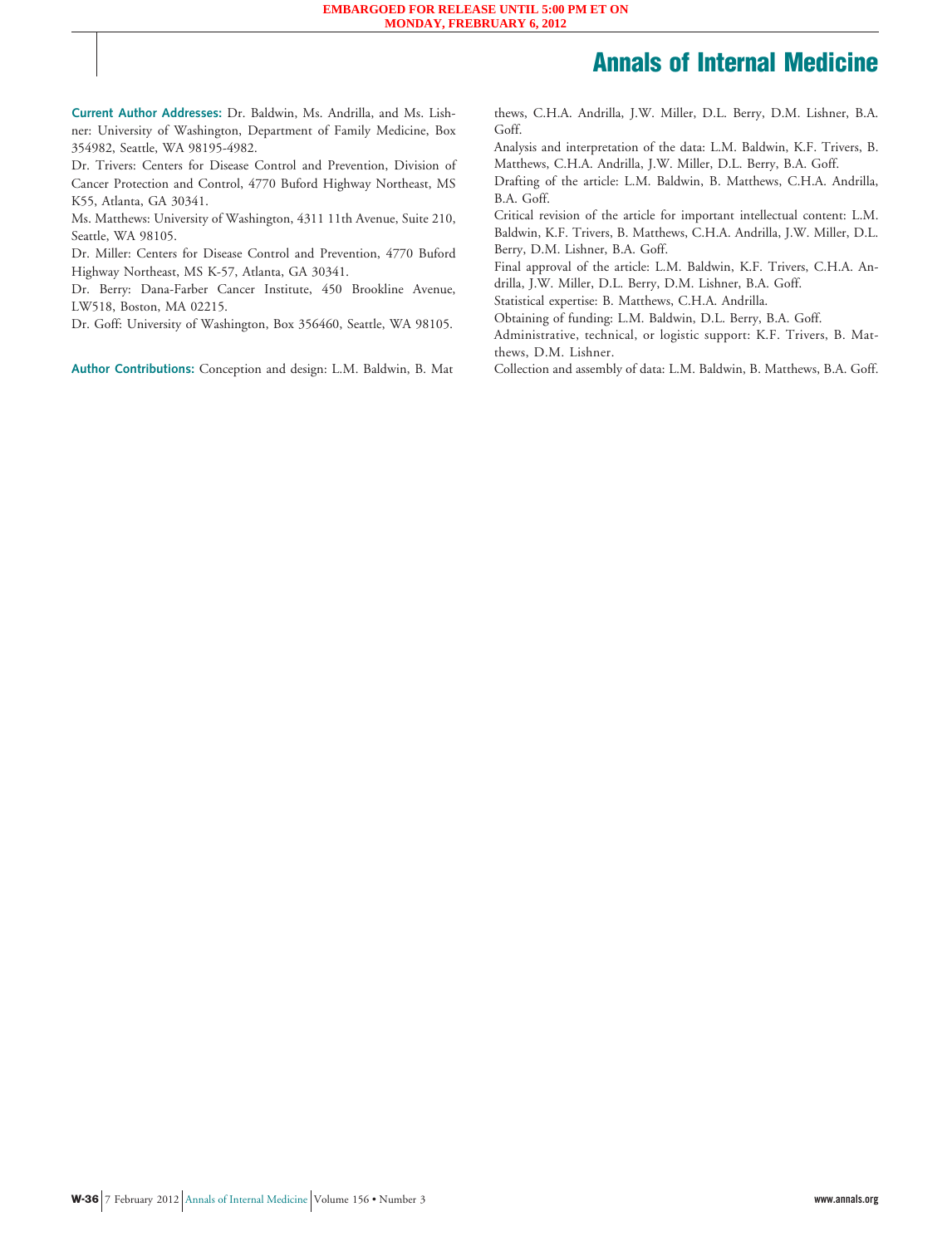**Current Author Addresses:** Dr. Baldwin, Ms. Andrilla, and Ms. Lishner: University of Washington, Department of Family Medicine, Box 354982, Seattle, WA 98195-4982.

Dr. Trivers: Centers for Disease Control and Prevention, Division of Cancer Protection and Control, 4770 Buford Highway Northeast, MS K55, Atlanta, GA 30341.

Ms. Matthews: University of Washington, 4311 11th Avenue, Suite 210, Seattle, WA 98105.

Dr. Miller: Centers for Disease Control and Prevention, 4770 Buford Highway Northeast, MS K-57, Atlanta, GA 30341.

Dr. Berry: Dana-Farber Cancer Institute, 450 Brookline Avenue, LW518, Boston, MA 02215.

Dr. Goff: University of Washington, Box 356460, Seattle, WA 98105.

**Author Contributions:** Conception and design: L.M. Baldwin, B. Matthews, C.H.A. Andrilla, J.W. Miller, D.L. Berry, D.M. Lishner, B.A. Goff.

Analysis and interpretation of the data: L.M. Baldwin, K.F. Trivers, B. Matthews, C.H.A. Andrilla, J.W. Miller, D.L. Berry, B.A. Goff.

Drafting of the article: L.M. Baldwin, B. Matthews, C.H.A. Andrilla, B.A. Goff.

Critical revision of the article for important intellectual content: L.M. Baldwin, K.F. Trivers, B. Matthews, C.H.A. Andrilla, J.W. Miller, D.L. Berry, D.M. Lishner, B.A. Goff.

Final approval of the article: L.M. Baldwin, K.F. Trivers, C.H.A. Andrilla, J.W. Miller, D.L. Berry, D.M. Lishner, B.A. Goff.

Statistical expertise: B. Matthews, C.H.A. Andrilla.

Obtaining of funding: L.M. Baldwin, D.L. Berry, B.A. Goff.

Administrative, technical, or logistic support: K.F. Trivers, B. Matthews, D.M. Lishner.

Collection and assembly of data: L.M. Baldwin, B. Matthews, B.A. Goff.